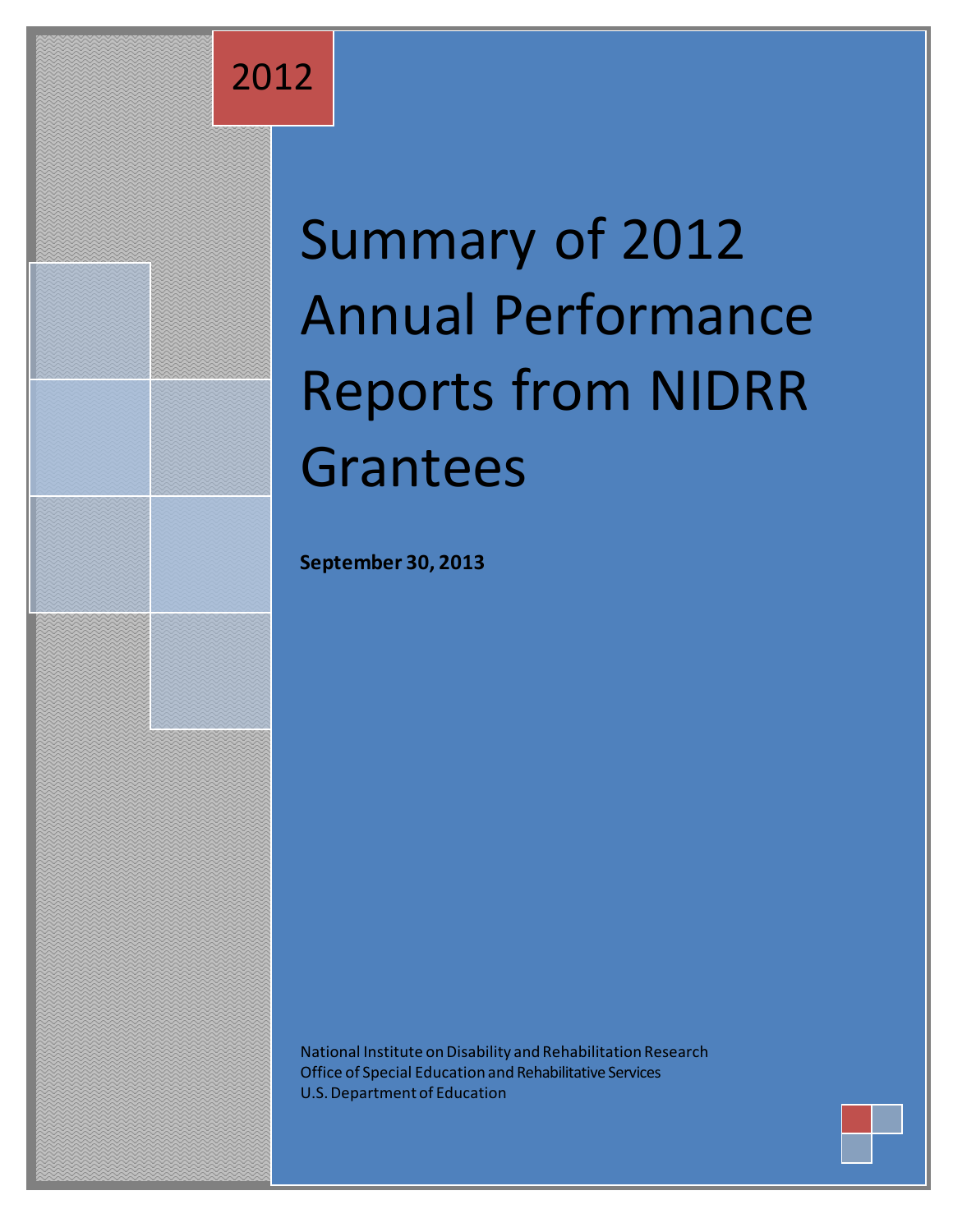2012

# Summary of 2012 Annual Performance Reports from NIDRR Grantees

**September 30, 2013**

National Institute on Disability and Rehabilitation Research
Office of Special Education and Rehabilitative Services
U.S. Department of Education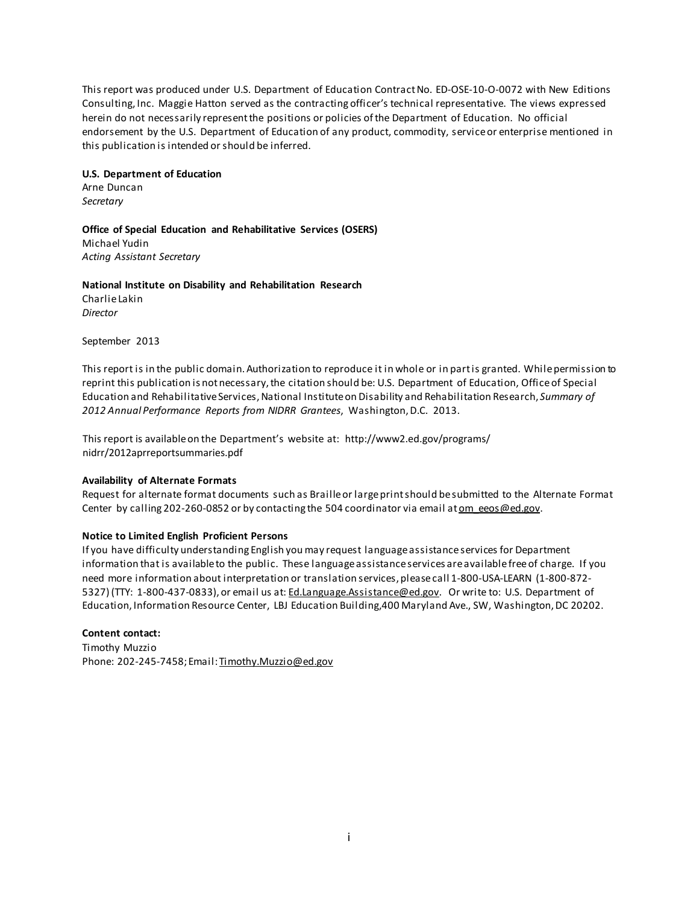This report was produced under U.S. Department of Education Contract No. ED-OSE-10-O-0072 with New Editions Consulting, Inc. Maggie Hatton served as the contracting officer's technical representative. The views expressed herein do not necessarily represent the positions or policies of the Department of Education. No official endorsement by the U.S. Department of Education of any product, commodity, service or enterprise mentioned in this publication is intended or should be inferred.

**U.S. Department of Education**
Arne Duncan
*Secretary*

**Office of Special Education and Rehabilitative Services (OSERS)**
Michael Yudin
*Acting Assistant Secretary*

**National Institute on Disability and Rehabilitation Research**
Charlie Lakin
*Director*

September 2013

This report is in the public domain. Authorization to reproduce it in whole or in part is granted. While permission to reprint this publication is not necessary, the citation should be: U.S. Department of Education, Office of Special Education and Rehabilitative Services, National Institute on Disability and Rehabilitation Research, *Summary of 2012 Annual Performance Reports from NIDRR Grantees*, Washington, D.C. 2013.

This report is available on the Department's website at: http://www2.ed.gov/programs/nidrr/2012aprreportsummaries.pdf

**Availability of Alternate Formats**
Request for alternate format documents such as Braille or large print should be submitted to the Alternate Format Center by calling 202-260-0852 or by contacting the 504 coordinator via email at om_eeos@ed.gov.

**Notice to Limited English Proficient Persons**
If you have difficulty understanding English you may request language assistance services for Department information that is available to the public. These language assistance services are available free of charge. If you need more information about interpretation or translation services, please call 1-800-USA-LEARN (1-800-872-5327) (TTY: 1-800-437-0833), or email us at: Ed.Language.Assistance@ed.gov. Or write to: U.S. Department of Education, Information Resource Center, LBJ Education Building, 400 Maryland Ave., SW, Washington, DC 20202.

**Content contact:**
Timothy Muzzio
Phone: 202-245-7458; Email: Timothy.Muzzio@ed.gov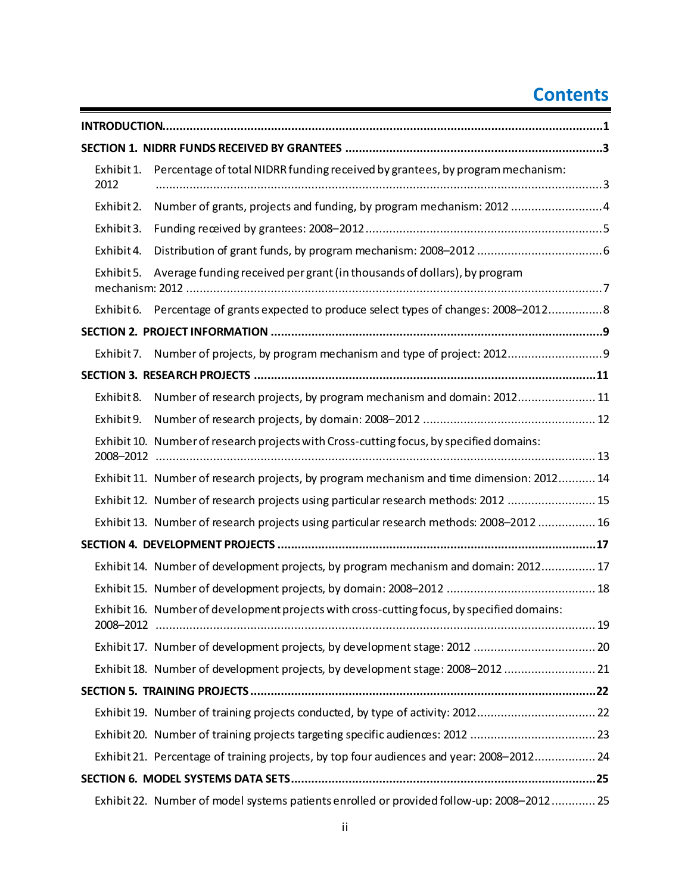# Contents

**INTRODUCTION** ........ 1

**SECTION 1. NIDRR FUNDS RECEIVED BY GRANTEES** ........ 3

- Exhibit 1. Percentage of total NIDRR funding received by grantees, by program mechanism: 2012 ........ 3
- Exhibit 2. Number of grants, projects and funding, by program mechanism: 2012 ........ 4
- Exhibit 3. Funding received by grantees: 2008–2012 ........ 5
- Exhibit 4. Distribution of grant funds, by program mechanism: 2008–2012 ........ 6
- Exhibit 5. Average funding received per grant (in thousands of dollars), by program mechanism: 2012 ........ 7
- Exhibit 6. Percentage of grants expected to produce select types of changes: 2008–2012 ........ 8

**SECTION 2. PROJECT INFORMATION** ........ 9

- Exhibit 7. Number of projects, by program mechanism and type of project: 2012 ........ 9

**SECTION 3. RESEARCH PROJECTS** ........ 11

- Exhibit 8. Number of research projects, by program mechanism and domain: 2012 ........ 11
- Exhibit 9. Number of research projects, by domain: 2008–2012 ........ 12
- Exhibit 10. Number of research projects with Cross-cutting focus, by specified domains: 2008–2012 ........ 13
- Exhibit 11. Number of research projects, by program mechanism and time dimension: 2012 ........ 14
- Exhibit 12. Number of research projects using particular research methods: 2012 ........ 15
- Exhibit 13. Number of research projects using particular research methods: 2008–2012 ........ 16

**SECTION 4. DEVELOPMENT PROJECTS** ........ 17

- Exhibit 14. Number of development projects, by program mechanism and domain: 2012 ........ 17
- Exhibit 15. Number of development projects, by domain: 2008–2012 ........ 18
- Exhibit 16. Number of development projects with cross-cutting focus, by specified domains: 2008–2012 ........ 19
- Exhibit 17. Number of development projects, by development stage: 2012 ........ 20
- Exhibit 18. Number of development projects, by development stage: 2008–2012 ........ 21

**SECTION 5. TRAINING PROJECTS** ........ 22

- Exhibit 19. Number of training projects conducted, by type of activity: 2012 ........ 22
- Exhibit 20. Number of training projects targeting specific audiences: 2012 ........ 23
- Exhibit 21. Percentage of training projects, by top four audiences and year: 2008–2012 ........ 24

**SECTION 6. MODEL SYSTEMS DATA SETS** ........ 25

- Exhibit 22. Number of model systems patients enrolled or provided follow-up: 2008–2012 ........ 25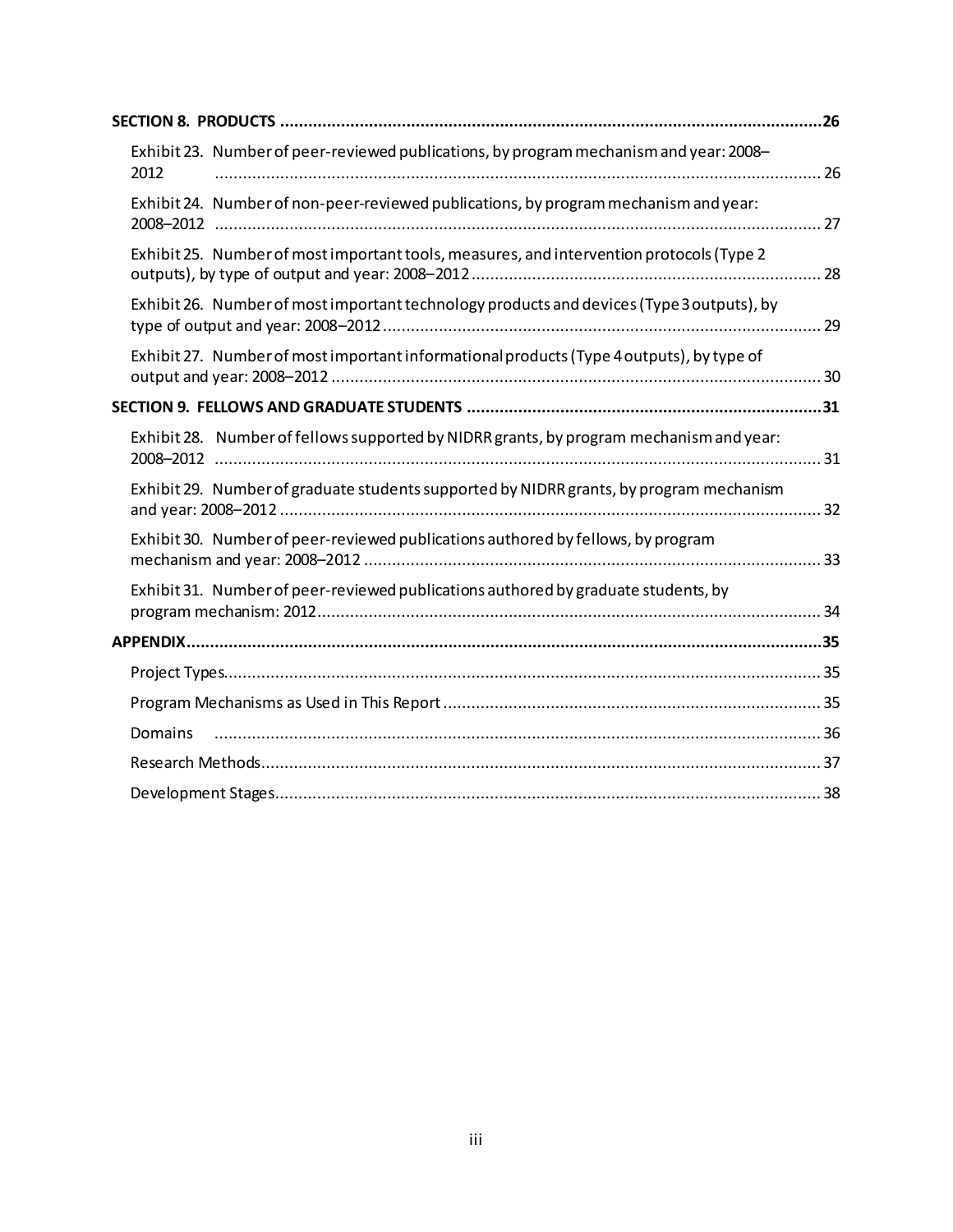**SECTION 8. PRODUCTS** .......... **26**

- Exhibit 23. Number of peer-reviewed publications, by program mechanism and year: 2008–2012 .......... 26
- Exhibit 24. Number of non-peer-reviewed publications, by program mechanism and year: 2008–2012 .......... 27
- Exhibit 25. Number of most important tools, measures, and intervention protocols (Type 2 outputs), by type of output and year: 2008–2012 .......... 28
- Exhibit 26. Number of most important technology products and devices (Type 3 outputs), by type of output and year: 2008–2012 .......... 29
- Exhibit 27. Number of most important informational products (Type 4 outputs), by type of output and year: 2008–2012 .......... 30

**SECTION 9. FELLOWS AND GRADUATE STUDENTS** .......... **31**

- Exhibit 28. Number of fellows supported by NIDRR grants, by program mechanism and year: 2008–2012 .......... 31
- Exhibit 29. Number of graduate students supported by NIDRR grants, by program mechanism and year: 2008–2012 .......... 32
- Exhibit 30. Number of peer-reviewed publications authored by fellows, by program mechanism and year: 2008–2012 .......... 33
- Exhibit 31. Number of peer-reviewed publications authored by graduate students, by program mechanism: 2012 .......... 34

**APPENDIX** .......... **35**

- Project Types .......... 35
- Program Mechanisms as Used in This Report .......... 35
- Domains .......... 36
- Research Methods .......... 37
- Development Stages .......... 38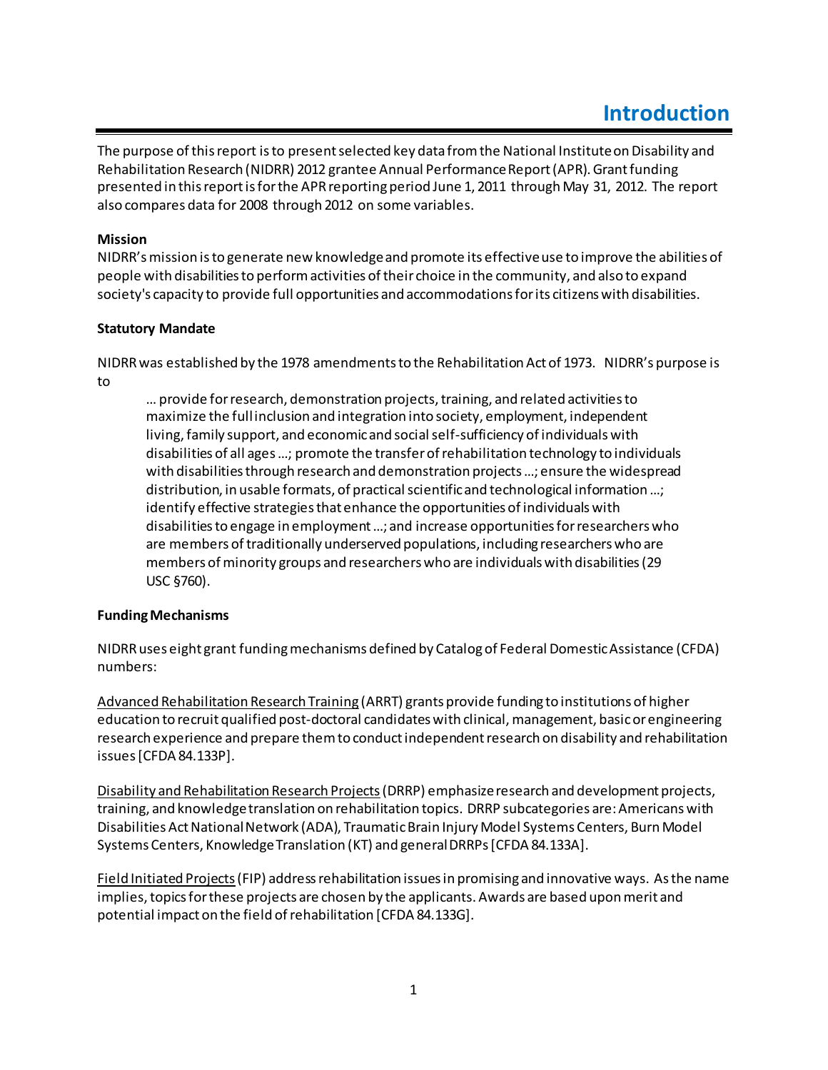# Introduction

The purpose of this report is to present selected key data from the National Institute on Disability and Rehabilitation Research (NIDRR) 2012 grantee Annual Performance Report (APR). Grant funding presented in this report is for the APR reporting period June 1, 2011 through May 31, 2012. The report also compares data for 2008 through 2012 on some variables.

**Mission**

NIDRR's mission is to generate new knowledge and promote its effective use to improve the abilities of people with disabilities to perform activities of their choice in the community, and also to expand society's capacity to provide full opportunities and accommodations for its citizens with disabilities.

**Statutory Mandate**

NIDRR was established by the 1978 amendments to the Rehabilitation Act of 1973. NIDRR's purpose is to

> … provide for research, demonstration projects, training, and related activities to maximize the full inclusion and integration into society, employment, independent living, family support, and economic and social self-sufficiency of individuals with disabilities of all ages …; promote the transfer of rehabilitation technology to individuals with disabilities through research and demonstration projects …; ensure the widespread distribution, in usable formats, of practical scientific and technological information …; identify effective strategies that enhance the opportunities of individuals with disabilities to engage in employment …; and increase opportunities for researchers who are members of traditionally underserved populations, including researchers who are members of minority groups and researchers who are individuals with disabilities (29 USC §760).

**Funding Mechanisms**

NIDRR uses eight grant funding mechanisms defined by Catalog of Federal Domestic Assistance (CFDA) numbers:

Advanced Rehabilitation Research Training (ARRT) grants provide funding to institutions of higher education to recruit qualified post-doctoral candidates with clinical, management, basic or engineering research experience and prepare them to conduct independent research on disability and rehabilitation issues [CFDA 84.133P].

Disability and Rehabilitation Research Projects (DRRP) emphasize research and development projects, training, and knowledge translation on rehabilitation topics. DRRP subcategories are: Americans with Disabilities Act National Network (ADA), Traumatic Brain Injury Model Systems Centers, Burn Model Systems Centers, Knowledge Translation (KT) and general DRRPs [CFDA 84.133A].

Field Initiated Projects (FIP) address rehabilitation issues in promising and innovative ways. As the name implies, topics for these projects are chosen by the applicants. Awards are based upon merit and potential impact on the field of rehabilitation [CFDA 84.133G].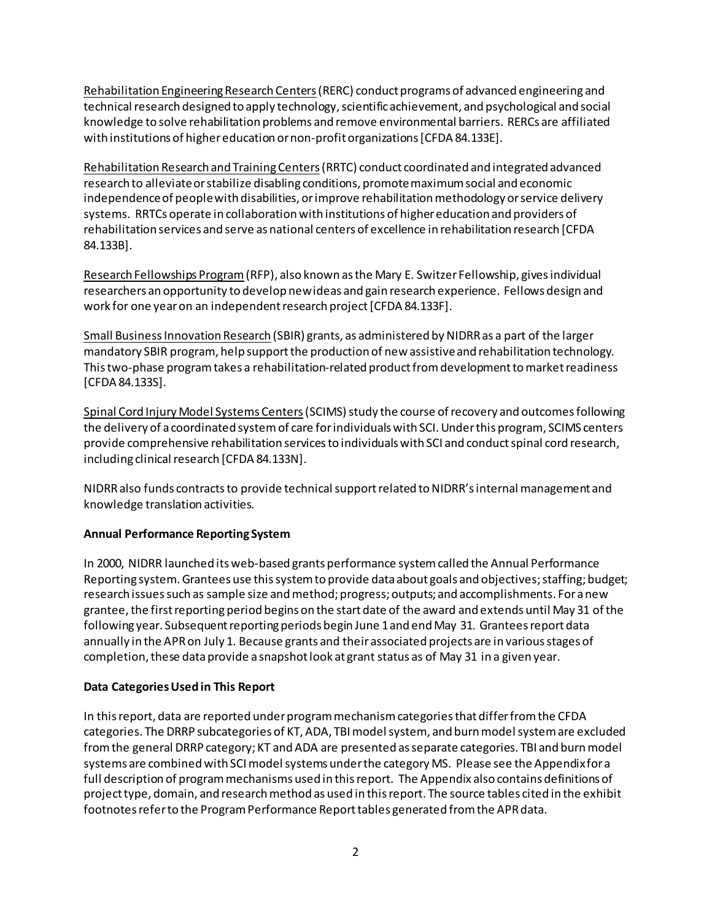Rehabilitation Engineering Research Centers (RERC) conduct programs of advanced engineering and technical research designed to apply technology, scientific achievement, and psychological and social knowledge to solve rehabilitation problems and remove environmental barriers. RERCs are affiliated with institutions of higher education or non-profit organizations [CFDA 84.133E].

Rehabilitation Research and Training Centers (RRTC) conduct coordinated and integrated advanced research to alleviate or stabilize disabling conditions, promote maximum social and economic independence of people with disabilities, or improve rehabilitation methodology or service delivery systems. RRTCs operate in collaboration with institutions of higher education and providers of rehabilitation services and serve as national centers of excellence in rehabilitation research [CFDA 84.133B].

Research Fellowships Program (RFP), also known as the Mary E. Switzer Fellowship, gives individual researchers an opportunity to develop new ideas and gain research experience. Fellows design and work for one year on an independent research project [CFDA 84.133F].

Small Business Innovation Research (SBIR) grants, as administered by NIDRR as a part of the larger mandatory SBIR program, help support the production of new assistive and rehabilitation technology. This two-phase program takes a rehabilitation-related product from development to market readiness [CFDA 84.133S].

Spinal Cord Injury Model Systems Centers (SCIMS) study the course of recovery and outcomes following the delivery of a coordinated system of care for individuals with SCI. Under this program, SCIMS centers provide comprehensive rehabilitation services to individuals with SCI and conduct spinal cord research, including clinical research [CFDA 84.133N].

NIDRR also funds contracts to provide technical support related to NIDRR's internal management and knowledge translation activities.

**Annual Performance Reporting System**

In 2000, NIDRR launched its web-based grants performance system called the Annual Performance Reporting system. Grantees use this system to provide data about goals and objectives; staffing; budget; research issues such as sample size and method; progress; outputs; and accomplishments. For a new grantee, the first reporting period begins on the start date of the award and extends until May 31 of the following year. Subsequent reporting periods begin June 1 and end May 31. Grantees report data annually in the APR on July 1. Because grants and their associated projects are in various stages of completion, these data provide a snapshot look at grant status as of May 31 in a given year.

**Data Categories Used in This Report**

In this report, data are reported under program mechanism categories that differ from the CFDA categories. The DRRP subcategories of KT, ADA, TBI model system, and burn model system are excluded from the general DRRP category; KT and ADA are presented as separate categories. TBI and burn model systems are combined with SCI model systems under the category MS. Please see the Appendix for a full description of program mechanisms used in this report. The Appendix also contains definitions of project type, domain, and research method as used in this report. The source tables cited in the exhibit footnotes refer to the Program Performance Report tables generated from the APR data.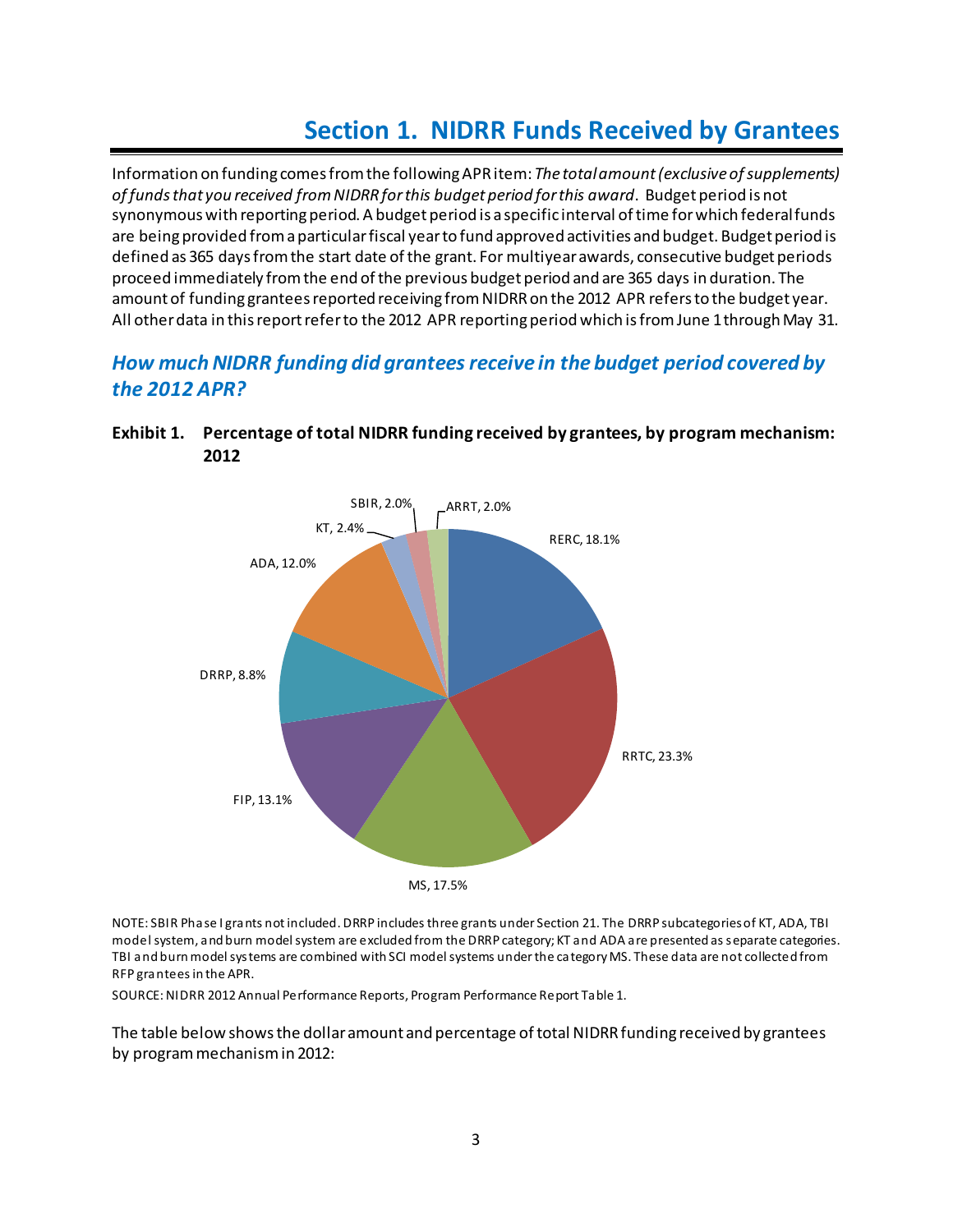# Section 1. NIDRR Funds Received by Grantees

Information on funding comes from the following APR item: *The total amount (exclusive of supplements) of funds that you received from NIDRR for this budget period for this award*. Budget period is not synonymous with reporting period. A budget period is a specific interval of time for which federal funds are being provided from a particular fiscal year to fund approved activities and budget. Budget period is defined as 365 days from the start date of the grant. For multiyear awards, consecutive budget periods proceed immediately from the end of the previous budget period and are 365 days in duration. The amount of funding grantees reported receiving from NIDRR on the 2012 APR refers to the budget year. All other data in this report refer to the 2012 APR reporting period which is from June 1 through May 31.

## *How much NIDRR funding did grantees receive in the budget period covered by the 2012 APR?*

**Exhibit 1. Percentage of total NIDRR funding received by grantees, by program mechanism: 2012**

| Program mechanism | Percentage |
|---|---|
| RERC | 18.1% |
| RRTC | 23.3% |
| MS | 17.5% |
| FIP | 13.1% |
| DRRP | 8.8% |
| ADA | 12.0% |
| KT | 2.4% |
| SBIR | 2.0% |
| ARRT | 2.0% |

NOTE: SBIR Phase I grants not included. DRRP includes three grants under Section 21. The DRRP subcategories of KT, ADA, TBI model system, and burn model system are excluded from the DRRP category; KT and ADA are presented as separate categories. TBI and burn model systems are combined with SCI model systems under the category MS. These data are not collected from RFP grantees in the APR.

SOURCE: NIDRR 2012 Annual Performance Reports, Program Performance Report Table 1.

The table below shows the dollar amount and percentage of total NIDRR funding received by grantees by program mechanism in 2012: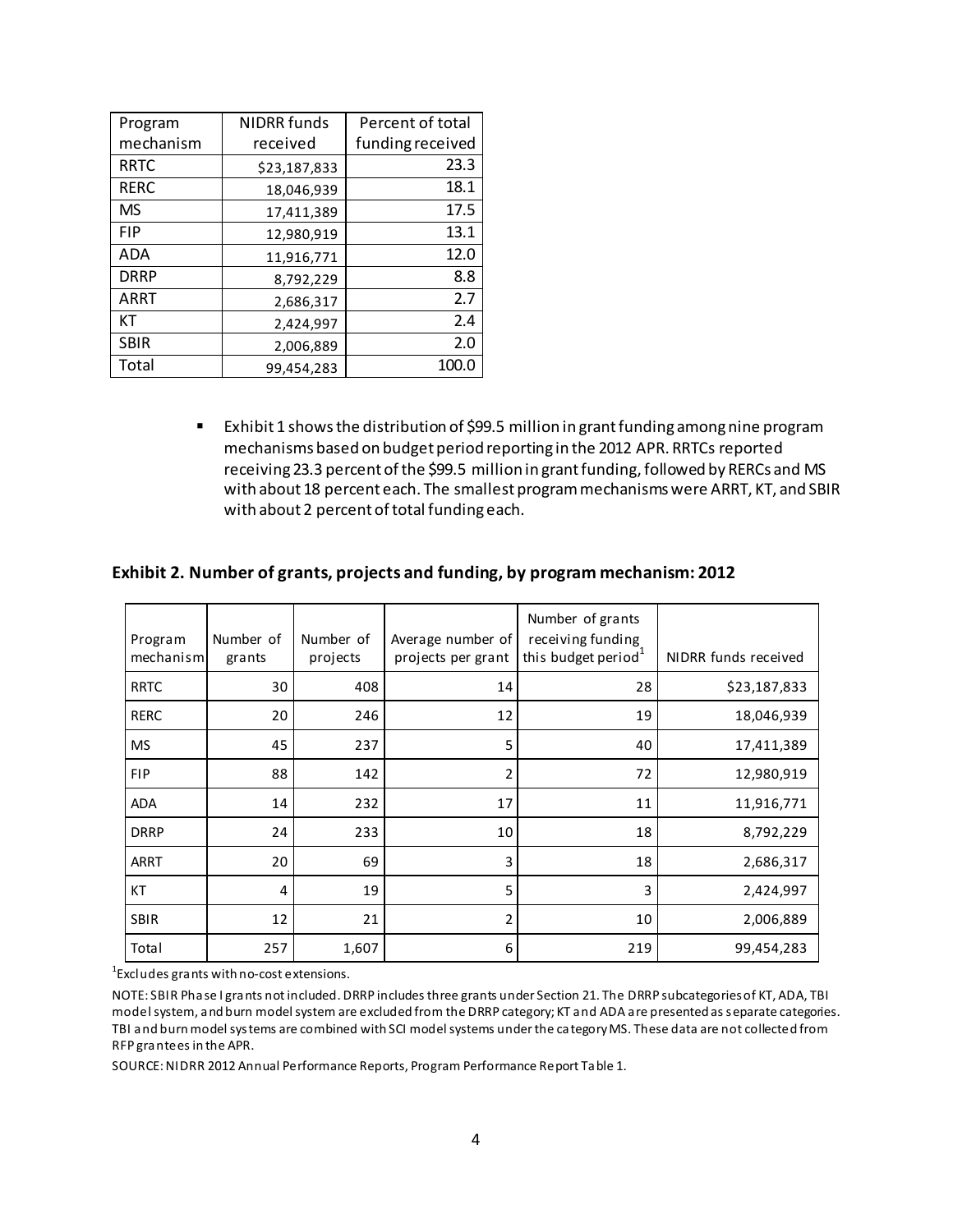| Program mechanism | NIDRR funds received | Percent of total funding received |
|---|---|---|
| RRTC | $23,187,833 | 23.3 |
| RERC | 18,046,939 | 18.1 |
| MS | 17,411,389 | 17.5 |
| FIP | 12,980,919 | 13.1 |
| ADA | 11,916,771 | 12.0 |
| DRRP | 8,792,229 | 8.8 |
| ARRT | 2,686,317 | 2.7 |
| KT | 2,424,997 | 2.4 |
| SBIR | 2,006,889 | 2.0 |
| Total | 99,454,283 | 100.0 |

- Exhibit 1 shows the distribution of $99.5 million in grant funding among nine program mechanisms based on budget period reporting in the 2012 APR. RRTCs reported receiving 23.3 percent of the $99.5 million in grant funding, followed by RERCs and MS with about 18 percent each. The smallest program mechanisms were ARRT, KT, and SBIR with about 2 percent of total funding each.

**Exhibit 2. Number of grants, projects and funding, by program mechanism: 2012**

| Program mechanism | Number of grants | Number of projects | Average number of projects per grant | Number of grants receiving funding this budget period[1] | NIDRR funds received |
|---|---|---|---|---|---|
| RRTC | 30 | 408 | 14 | 28 | $23,187,833 |
| RERC | 20 | 246 | 12 | 19 | 18,046,939 |
| MS | 45 | 237 | 5 | 40 | 17,411,389 |
| FIP | 88 | 142 | 2 | 72 | 12,980,919 |
| ADA | 14 | 232 | 17 | 11 | 11,916,771 |
| DRRP | 24 | 233 | 10 | 18 | 8,792,229 |
| ARRT | 20 | 69 | 3 | 18 | 2,686,317 |
| KT | 4 | 19 | 5 | 3 | 2,424,997 |
| SBIR | 12 | 21 | 2 | 10 | 2,006,889 |
| Total | 257 | 1,607 | 6 | 219 | 99,454,283 |

[1]Excludes grants with no-cost extensions.

NOTE: SBIR Phase I grants not included. DRRP includes three grants under Section 21. The DRRP subcategories of KT, ADA, TBI model system, and burn model system are excluded from the DRRP category; KT and ADA are presented as separate categories. TBI and burn model systems are combined with SCI model systems under the category MS. These data are not collected from RFP grantees in the APR.

SOURCE: NIDRR 2012 Annual Performance Reports, Program Performance Report Table 1.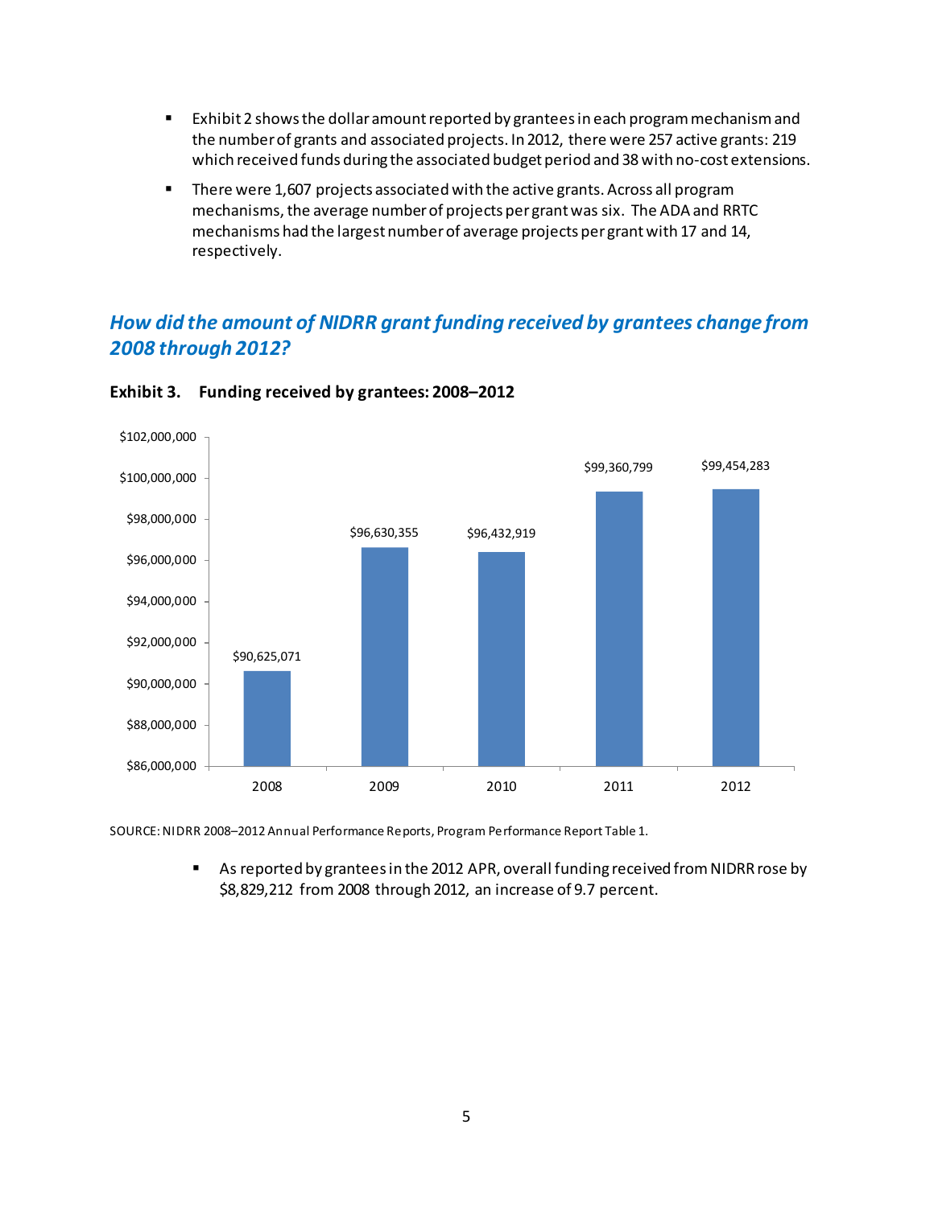- Exhibit 2 shows the dollar amount reported by grantees in each program mechanism and the number of grants and associated projects. In 2012, there were 257 active grants: 219 which received funds during the associated budget period and 38 with no-cost extensions.
- There were 1,607 projects associated with the active grants. Across all program mechanisms, the average number of projects per grant was six. The ADA and RRTC mechanisms had the largest number of average projects per grant with 17 and 14, respectively.

## *How did the amount of NIDRR grant funding received by grantees change from 2008 through 2012?*

**Exhibit 3. Funding received by grantees: 2008–2012**

| Year | Funding received |
|---|---|
| 2008 | $90,625,071 |
| 2009 | $96,630,355 |
| 2010 | $96,432,919 |
| 2011 | $99,360,799 |
| 2012 | $99,454,283 |

SOURCE: NIDRR 2008–2012 Annual Performance Reports, Program Performance Report Table 1.

- As reported by grantees in the 2012 APR, overall funding received from NIDRR rose by $8,829,212 from 2008 through 2012, an increase of 9.7 percent.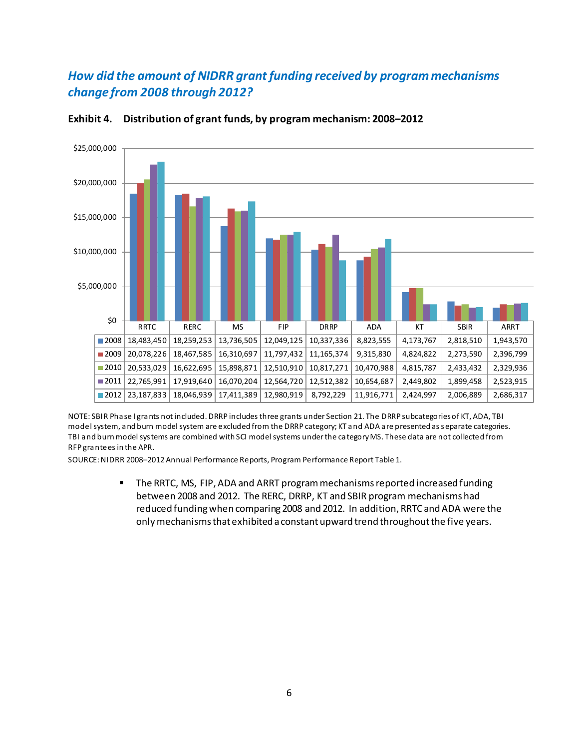## *How did the amount of NIDRR grant funding received by program mechanisms change from 2008 through 2012?*

**Exhibit 4. Distribution of grant funds, by program mechanism: 2008–2012**

| | RRTC | RERC | MS | FIP | DRRP | ADA | KT | SBIR | ARRT |
|---|---|---|---|---|---|---|---|---|---|
| 2008 | 18,483,450 | 18,259,253 | 13,736,505 | 12,049,125 | 10,337,336 | 8,823,555 | 4,173,767 | 2,818,510 | 1,943,570 |
| 2009 | 20,078,226 | 18,467,585 | 16,310,697 | 11,797,432 | 11,165,374 | 9,315,830 | 4,824,822 | 2,273,590 | 2,396,799 |
| 2010 | 20,533,029 | 16,622,695 | 15,898,871 | 12,510,910 | 10,817,271 | 10,470,988 | 4,815,787 | 2,433,432 | 2,329,936 |
| 2011 | 22,765,991 | 17,919,640 | 16,070,204 | 12,564,720 | 12,512,382 | 10,654,687 | 2,449,802 | 1,899,458 | 2,523,915 |
| 2012 | 23,187,833 | 18,046,939 | 17,411,389 | 12,980,919 | 8,792,229 | 11,916,771 | 2,424,997 | 2,006,889 | 2,686,317 |

NOTE: SBIR Phase I grants not included. DRRP includes three grants under Section 21. The DRRP subcategories of KT, ADA, TBI model system, and burn model system are excluded from the DRRP category; KT and ADA are presented as separate categories. TBI and burn model systems are combined with SCI model systems under the category MS. These data are not collected from RFP grantees in the APR.

SOURCE: NIDRR 2008–2012 Annual Performance Reports, Program Performance Report Table 1.

- The RRTC, MS, FIP, ADA and ARRT program mechanisms reported increased funding between 2008 and 2012. The RERC, DRRP, KT and SBIR program mechanisms had reduced funding when comparing 2008 and 2012. In addition, RRTC and ADA were the only mechanisms that exhibited a constant upward trend throughout the five years.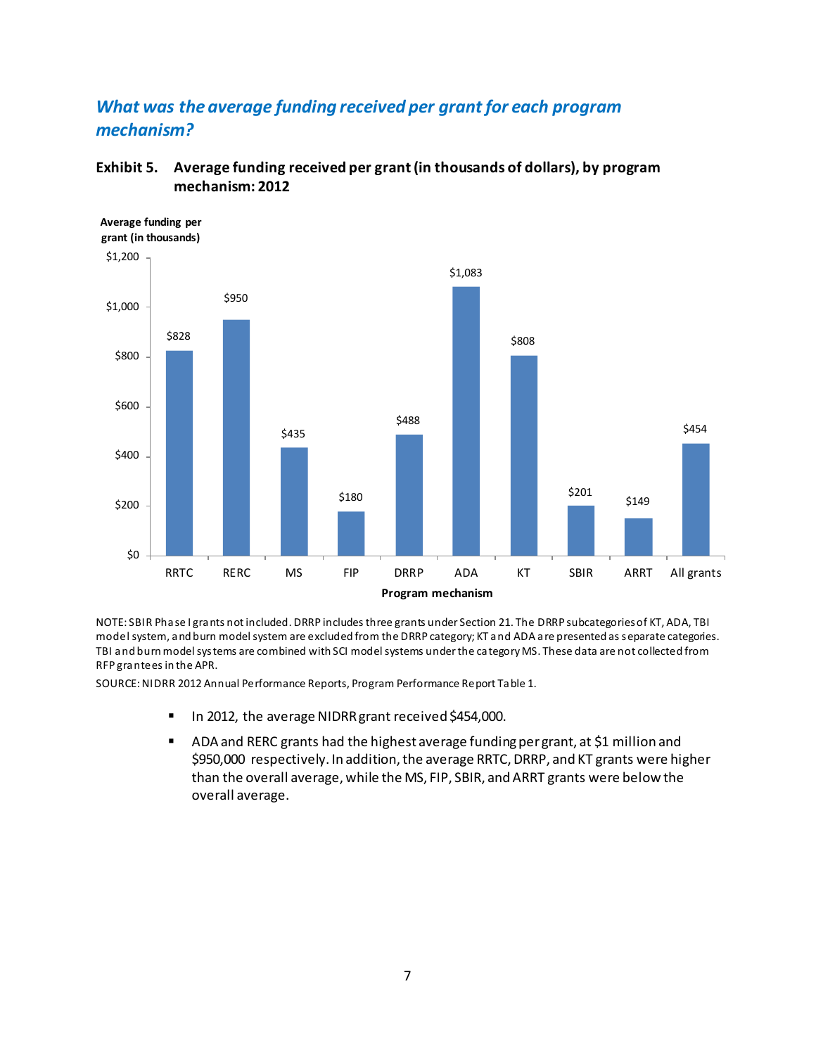## *What was the average funding received per grant for each program mechanism?*

**Exhibit 5. Average funding received per grant (in thousands of dollars), by program mechanism: 2012**

| Program mechanism | Average funding per grant (in thousands) |
|---|---|
| RRTC | $828 |
| RERC | $950 |
| MS | $435 |
| FIP | $180 |
| DRRP | $488 |
| ADA | $1,083 |
| KT | $808 |
| SBIR | $201 |
| ARRT | $149 |
| All grants | $454 |

NOTE: SBIR Phase I grants not included. DRRP includes three grants under Section 21. The DRRP subcategories of KT, ADA, TBI model system, and burn model system are excluded from the DRRP category; KT and ADA are presented as separate categories. TBI and burn model systems are combined with SCI model systems under the category MS. These data are not collected from RFP grantees in the APR.

SOURCE: NIDRR 2012 Annual Performance Reports, Program Performance Report Table 1.

- In 2012, the average NIDRR grant received $454,000.
- ADA and RERC grants had the highest average funding per grant, at $1 million and $950,000 respectively. In addition, the average RRTC, DRRP, and KT grants were higher than the overall average, while the MS, FIP, SBIR, and ARRT grants were below the overall average.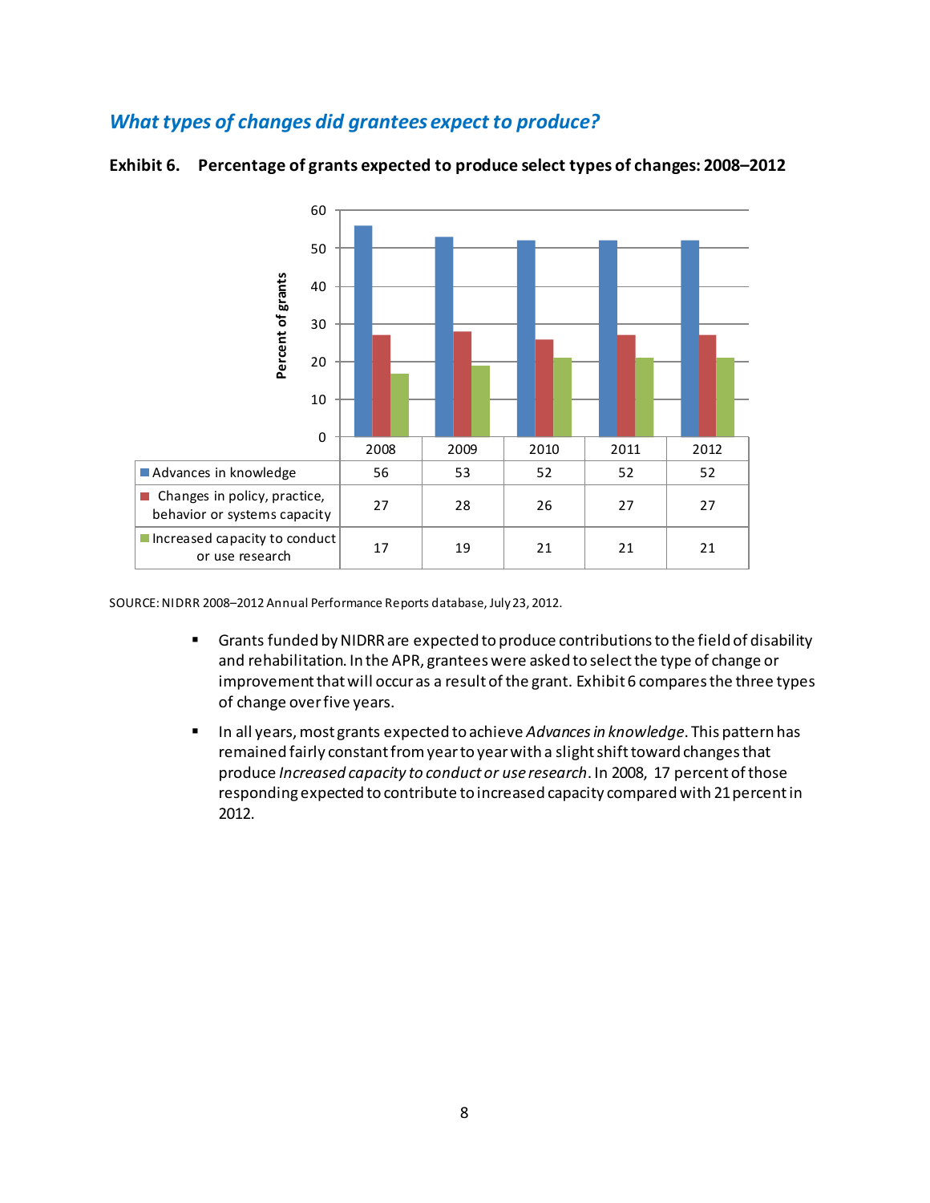## *What types of changes did grantees expect to produce?*

**Exhibit 6. Percentage of grants expected to produce select types of changes: 2008–2012**

| | 2008 | 2009 | 2010 | 2011 | 2012 |
|---|---|---|---|---|---|
| Advances in knowledge | 56 | 53 | 52 | 52 | 52 |
| Changes in policy, practice, behavior or systems capacity | 27 | 28 | 26 | 27 | 27 |
| Increased capacity to conduct or use research | 17 | 19 | 21 | 21 | 21 |

SOURCE: NIDRR 2008–2012 Annual Performance Reports database, July 23, 2012.

- Grants funded by NIDRR are expected to produce contributions to the field of disability and rehabilitation. In the APR, grantees were asked to select the type of change or improvement that will occur as a result of the grant. Exhibit 6 compares the three types of change over five years.
- In all years, most grants expected to achieve *Advances in knowledge*. This pattern has remained fairly constant from year to year with a slight shift toward changes that produce *Increased capacity to conduct or use research*. In 2008, 17 percent of those responding expected to contribute to increased capacity compared with 21 percent in 2012.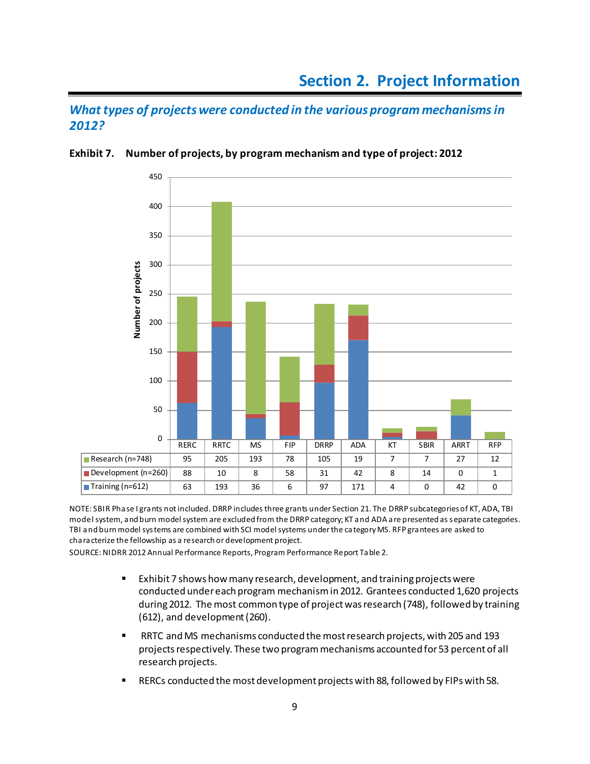# Section 2. Project Information

## *What types of projects were conducted in the various program mechanisms in 2012?*

**Exhibit 7. Number of projects, by program mechanism and type of project: 2012**

| | RERC | RRTC | MS | FIP | DRRP | ADA | KT | SBIR | ARRT | RFP |
|---|---|---|---|---|---|---|---|---|---|---|
| Research (n=748) | 95 | 205 | 193 | 78 | 105 | 19 | 7 | 7 | 27 | 12 |
| Development (n=260) | 88 | 10 | 8 | 58 | 31 | 42 | 8 | 14 | 0 | 1 |
| Training (n=612) | 63 | 193 | 36 | 6 | 97 | 171 | 4 | 0 | 42 | 0 |

NOTE: SBIR Phase I grants not included. DRRP includes three grants under Section 21. The DRRP subcategories of KT, ADA, TBI model system, and burn model system are excluded from the DRRP category; KT and ADA are presented as separate categories. TBI and burn model systems are combined with SCI model systems under the category MS. RFP grantees are asked to characterize the fellowship as a research or development project.

SOURCE: NIDRR 2012 Annual Performance Reports, Program Performance Report Table 2.

- Exhibit 7 shows how many research, development, and training projects were conducted under each program mechanism in 2012. Grantees conducted 1,620 projects during 2012. The most common type of project was research (748), followed by training (612), and development (260).
- RRTC and MS mechanisms conducted the most research projects, with 205 and 193 projects respectively. These two program mechanisms accounted for 53 percent of all research projects.
- RERCs conducted the most development projects with 88, followed by FIPs with 58.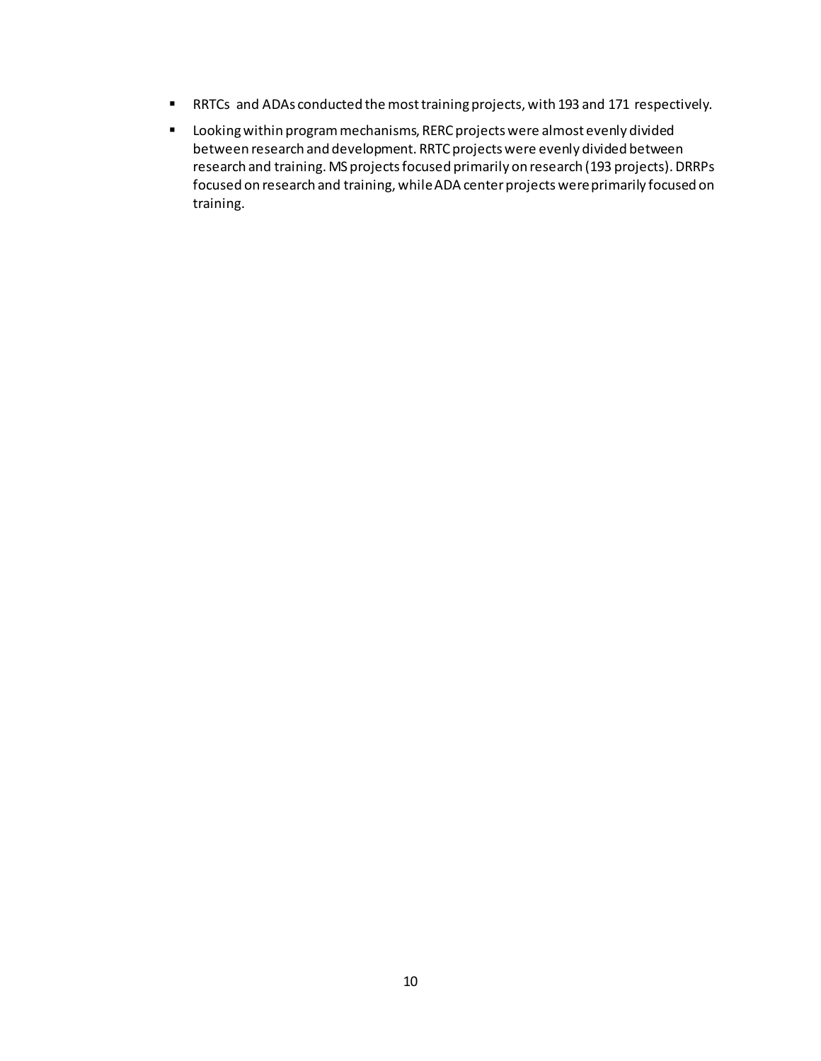- RRTCs and ADAs conducted the most training projects, with 193 and 171 respectively.
- Looking within program mechanisms, RERC projects were almost evenly divided between research and development. RRTC projects were evenly divided between research and training. MS projects focused primarily on research (193 projects). DRRPs focused on research and training, while ADA center projects were primarily focused on training.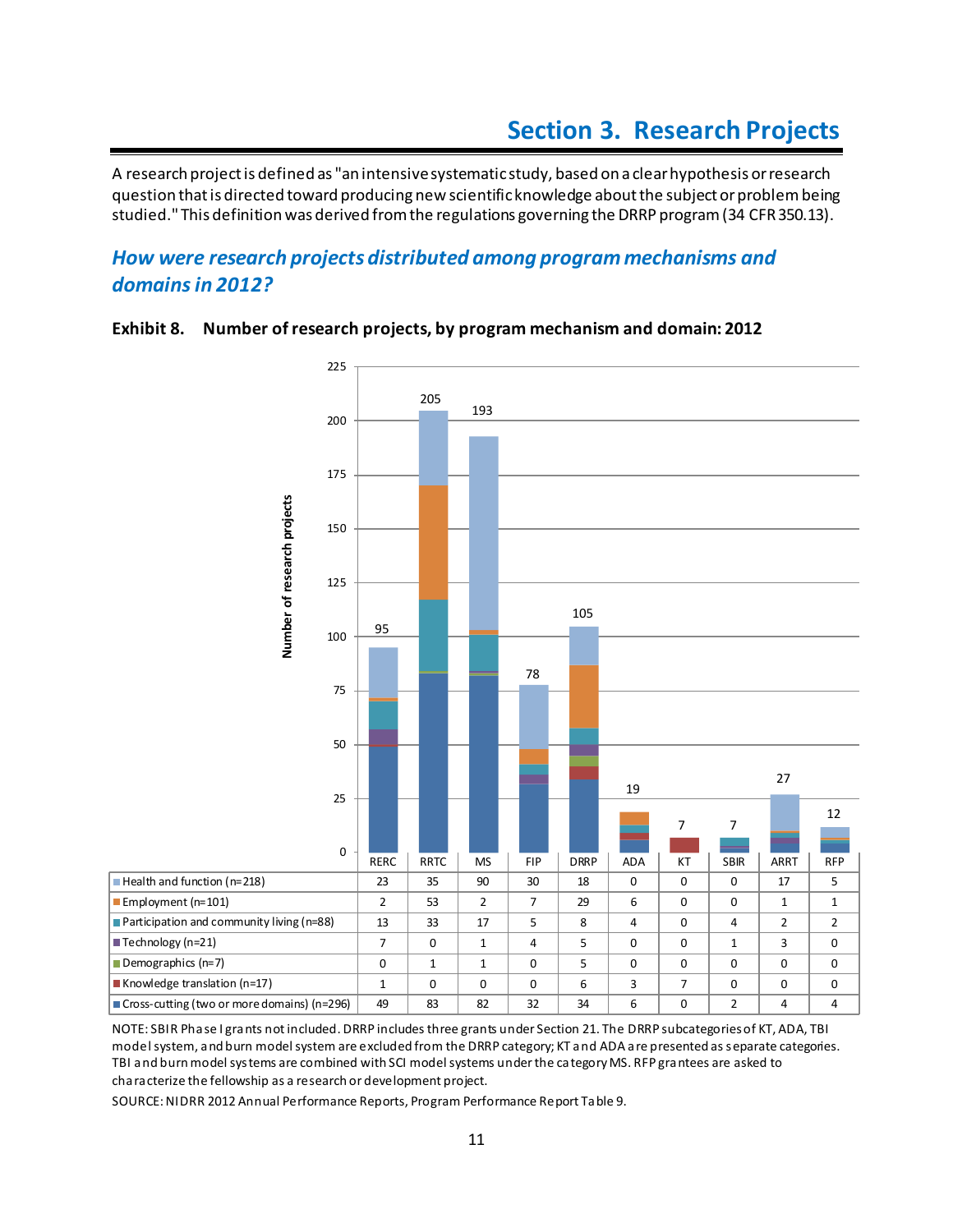# Section 3. Research Projects

A research project is defined as "an intensive systematic study, based on a clear hypothesis or research question that is directed toward producing new scientific knowledge about the subject or problem being studied." This definition was derived from the regulations governing the DRRP program (34 CFR 350.13).

## *How were research projects distributed among program mechanisms and domains in 2012?*

**Exhibit 8. Number of research projects, by program mechanism and domain: 2012**

| | RERC | RRTC | MS | FIP | DRRP | ADA | KT | SBIR | ARRT | RFP |
|---|---|---|---|---|---|---|---|---|---|---|
| Health and function (n=218) | 23 | 35 | 90 | 30 | 18 | 0 | 0 | 0 | 17 | 5 |
| Employment (n=101) | 2 | 53 | 2 | 7 | 29 | 6 | 0 | 0 | 1 | 1 |
| Participation and community living (n=88) | 13 | 33 | 17 | 5 | 8 | 4 | 0 | 4 | 2 | 2 |
| Technology (n=21) | 7 | 0 | 1 | 4 | 5 | 0 | 0 | 1 | 3 | 0 |
| Demographics (n=7) | 0 | 1 | 1 | 0 | 5 | 0 | 0 | 0 | 0 | 0 |
| Knowledge translation (n=17) | 1 | 0 | 0 | 0 | 6 | 3 | 7 | 0 | 0 | 0 |
| Cross-cutting (two or more domains) (n=296) | 49 | 83 | 82 | 32 | 34 | 6 | 0 | 2 | 4 | 4 |
| Total | 95 | 205 | 193 | 78 | 105 | 19 | 7 | 7 | 27 | 12 |

NOTE: SBIR Phase I grants not included. DRRP includes three grants under Section 21. The DRRP subcategories of KT, ADA, TBI model system, and burn model system are excluded from the DRRP category; KT and ADA are presented as separate categories. TBI and burn model systems are combined with SCI model systems under the category MS. RFP grantees are asked to characterize the fellowship as a research or development project.

SOURCE: NIDRR 2012 Annual Performance Reports, Program Performance Report Table 9.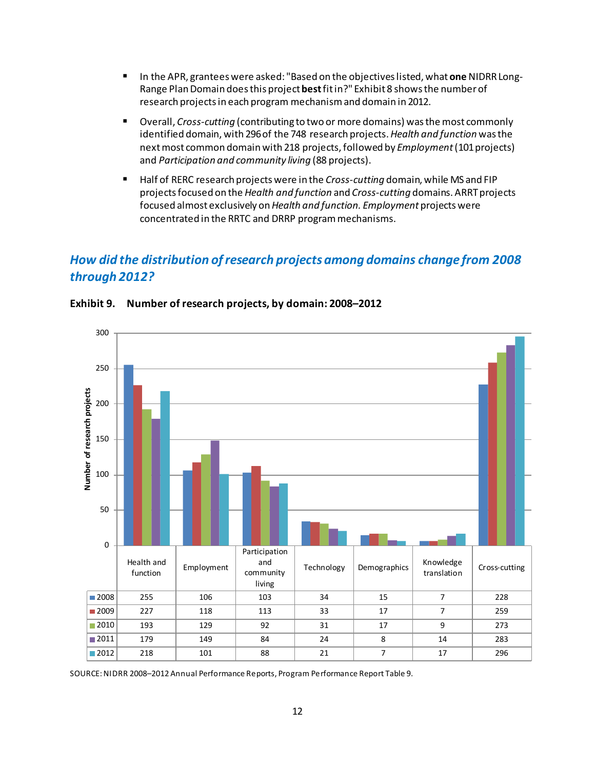- In the APR, grantees were asked: "Based on the objectives listed, what **one** NIDRR Long-Range Plan Domain does this project **best** fit in?" Exhibit 8 shows the number of research projects in each program mechanism and domain in 2012.
- Overall, *Cross-cutting* (contributing to two or more domains) was the most commonly identified domain, with 296 of the 748 research projects. *Health and function* was the next most common domain with 218 projects, followed by *Employment* (101 projects) and *Participation and community living* (88 projects).
- Half of RERC research projects were in the *Cross-cutting* domain, while MS and FIP projects focused on the *Health and function* and *Cross-cutting* domains. ARRT projects focused almost exclusively on *Health and function*. *Employment* projects were concentrated in the RRTC and DRRP program mechanisms.

## *How did the distribution of research projects among domains change from 2008 through 2012?*

**Exhibit 9. Number of research projects, by domain: 2008–2012**

| | Health and function | Employment | Participation and community living | Technology | Demographics | Knowledge translation | Cross-cutting |
|---|---|---|---|---|---|---|---|
| 2008 | 255 | 106 | 103 | 34 | 15 | 7 | 228 |
| 2009 | 227 | 118 | 113 | 33 | 17 | 7 | 259 |
| 2010 | 193 | 129 | 92 | 31 | 17 | 9 | 273 |
| 2011 | 179 | 149 | 84 | 24 | 8 | 14 | 283 |
| 2012 | 218 | 101 | 88 | 21 | 7 | 17 | 296 |

SOURCE: NIDRR 2008–2012 Annual Performance Reports, Program Performance Report Table 9.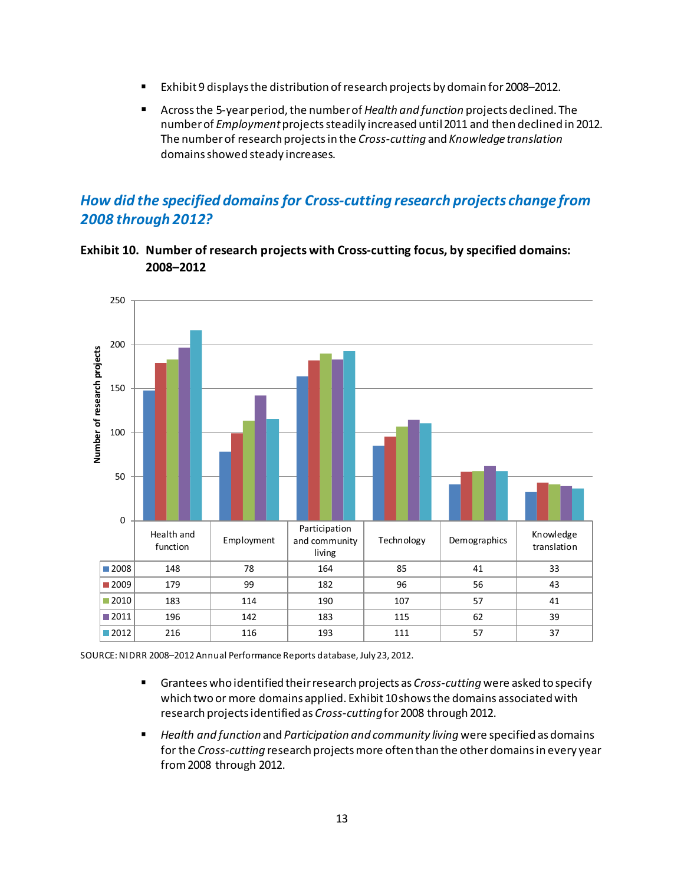- Exhibit 9 displays the distribution of research projects by domain for 2008–2012.
- Across the 5-year period, the number of *Health and function* projects declined. The number of *Employment* projects steadily increased until 2011 and then declined in 2012. The number of research projects in the *Cross-cutting* and *Knowledge translation* domains showed steady increases.

## *How did the specified domains for Cross-cutting research projects change from 2008 through 2012?*

**Exhibit 10. Number of research projects with Cross-cutting focus, by specified domains: 2008–2012**

| | Health and function | Employment | Participation and community living | Technology | Demographics | Knowledge translation |
|---|---|---|---|---|---|---|
| 2008 | 148 | 78 | 164 | 85 | 41 | 33 |
| 2009 | 179 | 99 | 182 | 96 | 56 | 43 |
| 2010 | 183 | 114 | 190 | 107 | 57 | 41 |
| 2011 | 196 | 142 | 183 | 115 | 62 | 39 |
| 2012 | 216 | 116 | 193 | 111 | 57 | 37 |

SOURCE: NIDRR 2008–2012 Annual Performance Reports database, July 23, 2012.

- Grantees who identified their research projects as *Cross-cutting* were asked to specify which two or more domains applied. Exhibit 10 shows the domains associated with research projects identified as *Cross-cutting* for 2008 through 2012.
- *Health and function* and *Participation and community living* were specified as domains for the *Cross-cutting* research projects more often than the other domains in every year from 2008 through 2012.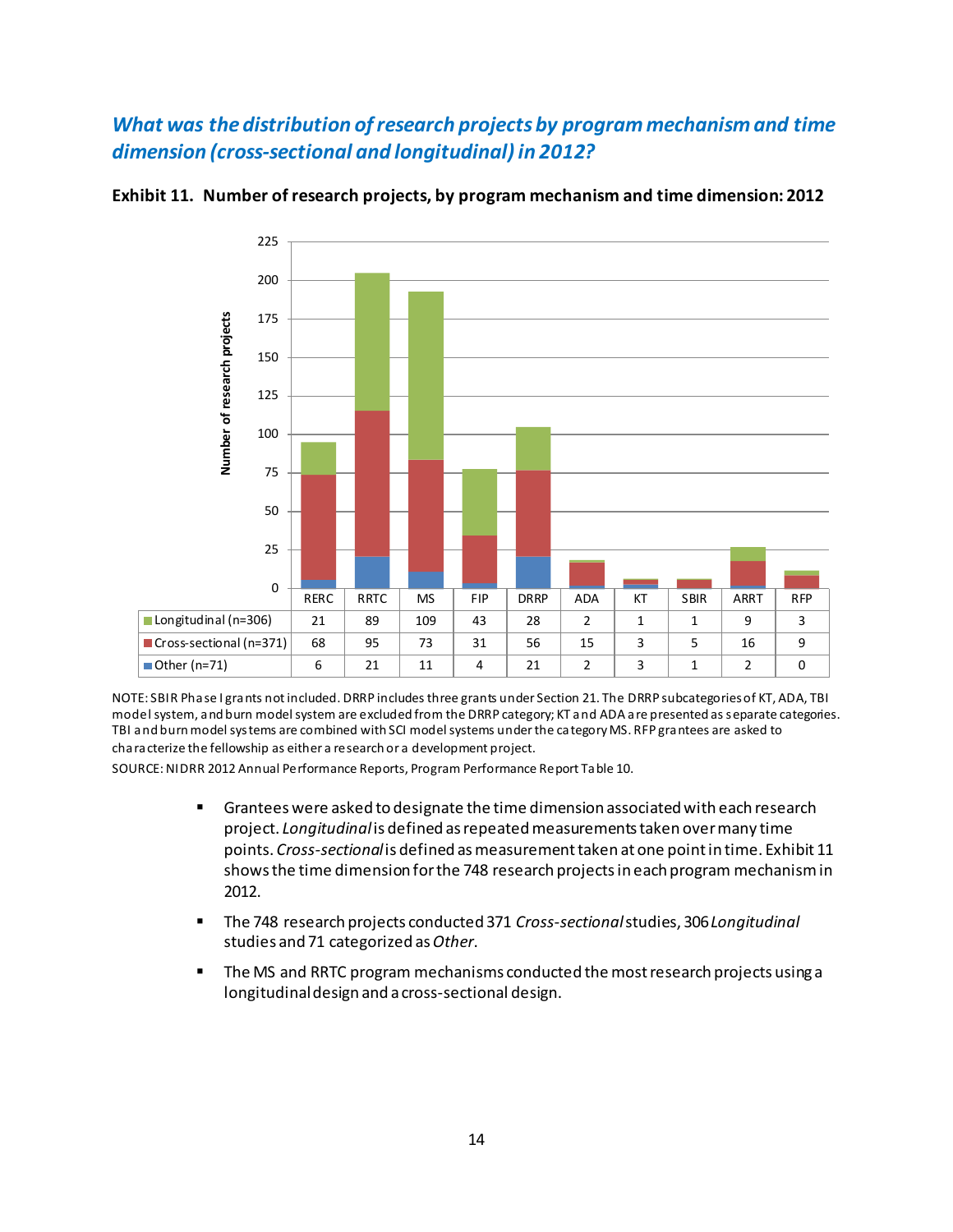## *What was the distribution of research projects by program mechanism and time dimension (cross-sectional and longitudinal) in 2012?*

**Exhibit 11. Number of research projects, by program mechanism and time dimension: 2012**

| | RERC | RRTC | MS | FIP | DRRP | ADA | KT | SBIR | ARRT | RFP |
|---|---|---|---|---|---|---|---|---|---|---|
| Longitudinal (n=306) | 21 | 89 | 109 | 43 | 28 | 2 | 1 | 1 | 9 | 3 |
| Cross-sectional (n=371) | 68 | 95 | 73 | 31 | 56 | 15 | 3 | 5 | 16 | 9 |
| Other (n=71) | 6 | 21 | 11 | 4 | 21 | 2 | 3 | 1 | 2 | 0 |

NOTE: SBIR Phase I grants not included. DRRP includes three grants under Section 21. The DRRP subcategories of KT, ADA, TBI model system, and burn model system are excluded from the DRRP category; KT and ADA are presented as separate categories. TBI and burn model systems are combined with SCI model systems under the category MS. RFP grantees are asked to characterize the fellowship as either a research or a development project.

SOURCE: NIDRR 2012 Annual Performance Reports, Program Performance Report Table 10.

- Grantees were asked to designate the time dimension associated with each research project. *Longitudinal* is defined as repeated measurements taken over many time points. *Cross-sectional* is defined as measurement taken at one point in time. Exhibit 11 shows the time dimension for the 748 research projects in each program mechanism in 2012.
- The 748 research projects conducted 371 *Cross-sectional* studies, 306 *Longitudinal* studies and 71 categorized as *Other*.
- The MS and RRTC program mechanisms conducted the most research projects using a longitudinal design and a cross-sectional design.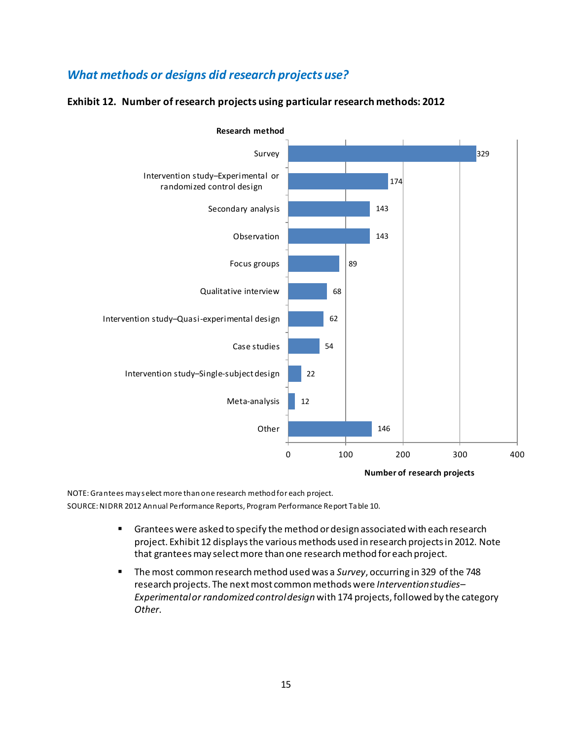## *What methods or designs did research projects use?*

**Exhibit 12. Number of research projects using particular research methods: 2012**

| Research method | Number of research projects |
|---|---|
| Survey | 329 |
| Intervention study–Experimental or randomized control design | 174 |
| Secondary analysis | 143 |
| Observation | 143 |
| Focus groups | 89 |
| Qualitative interview | 68 |
| Intervention study–Quasi-experimental design | 62 |
| Case studies | 54 |
| Intervention study–Single-subject design | 22 |
| Meta-analysis | 12 |
| Other | 146 |

NOTE: Grantees may select more than one research method for each project.

SOURCE: NIDRR 2012 Annual Performance Reports, Program Performance Report Table 10.

- Grantees were asked to specify the method or design associated with each research project. Exhibit 12 displays the various methods used in research projects in 2012. Note that grantees may select more than one research method for each project.
- The most common research method used was a *Survey*, occurring in 329 of the 748 research projects. The next most common methods were *Intervention studies–Experimental or randomized control design* with 174 projects, followed by the category *Other*.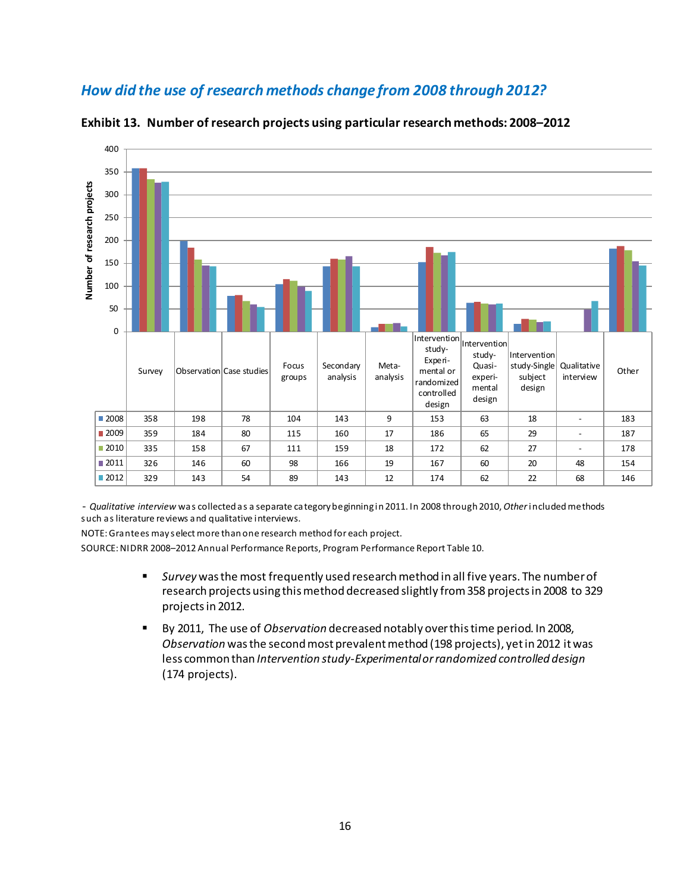## *How did the use of research methods change from 2008 through 2012?*

**Exhibit 13. Number of research projects using particular research methods: 2008–2012**

| | Survey | Observation | Case studies | Focus groups | Secondary analysis | Meta-analysis | Intervention study-Experimental or randomized controlled design | Intervention study-Quasi-experimental design | Intervention study-Single subject design | Qualitative interview | Other |
|---|---|---|---|---|---|---|---|---|---|---|---|
| 2008 | 358 | 198 | 78 | 104 | 143 | 9 | 153 | 63 | 18 | - | 183 |
| 2009 | 359 | 184 | 80 | 115 | 160 | 17 | 186 | 65 | 29 | - | 187 |
| 2010 | 335 | 158 | 67 | 111 | 159 | 18 | 172 | 62 | 27 | - | 178 |
| 2011 | 326 | 146 | 60 | 98 | 166 | 19 | 167 | 60 | 20 | 48 | 154 |
| 2012 | 329 | 143 | 54 | 89 | 143 | 12 | 174 | 62 | 22 | 68 | 146 |

\- *Qualitative interview* was collected as a separate category beginning in 2011. In 2008 through 2010, *Other* included methods such as literature reviews and qualitative interviews.

NOTE: Grantees may select more than one research method for each project.

SOURCE: NIDRR 2008–2012 Annual Performance Reports, Program Performance Report Table 10.

- *Survey* was the most frequently used research method in all five years. The number of research projects using this method decreased slightly from 358 projects in 2008 to 329 projects in 2012.
- By 2011, The use of *Observation* decreased notably over this time period. In 2008, *Observation* was the second most prevalent method (198 projects), yet in 2012 it was less common than *Intervention study-Experimental or randomized controlled design* (174 projects).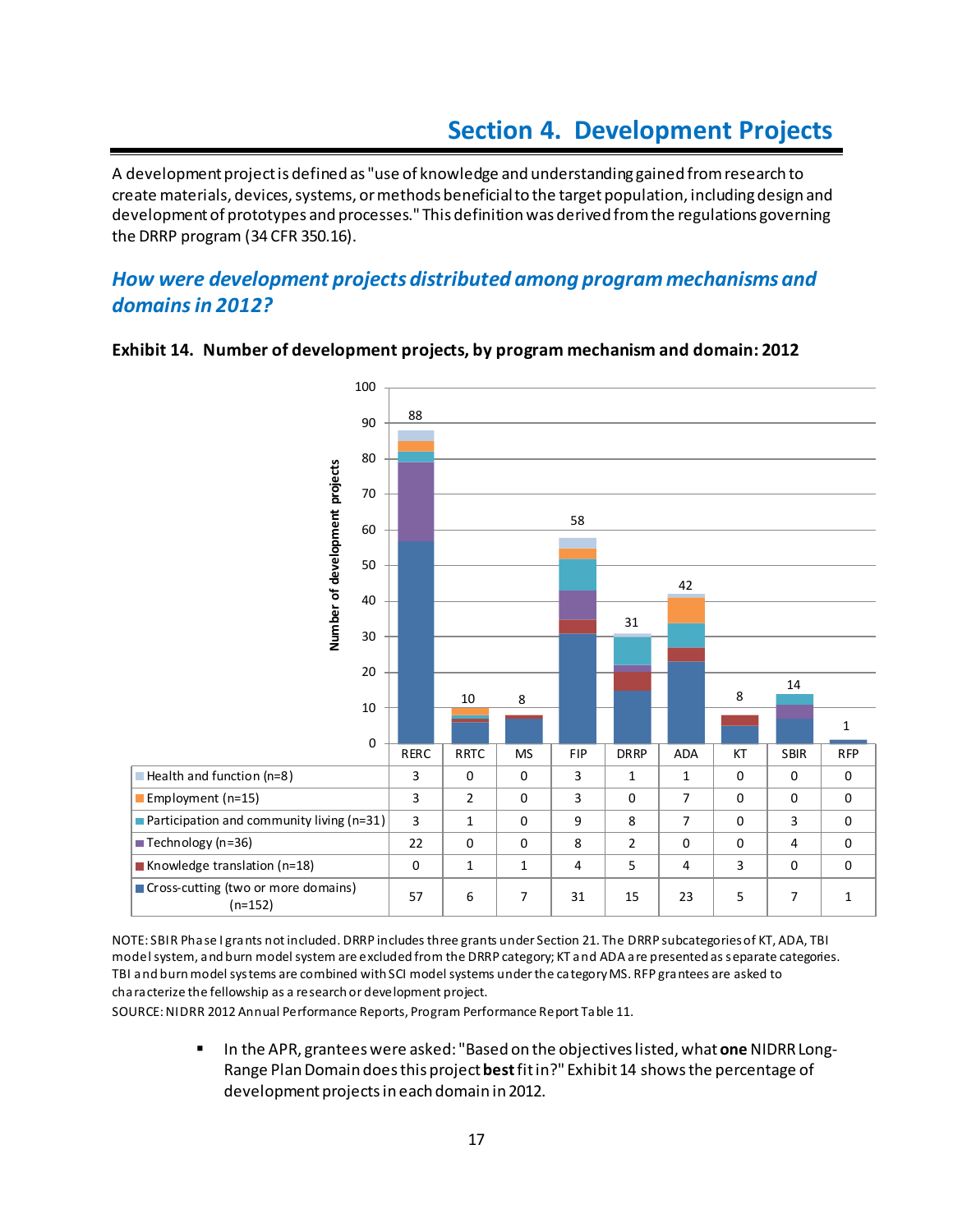# Section 4. Development Projects

A development project is defined as "use of knowledge and understanding gained from research to create materials, devices, systems, or methods beneficial to the target population, including design and development of prototypes and processes." This definition was derived from the regulations governing the DRRP program (34 CFR 350.16).

## *How were development projects distributed among program mechanisms and domains in 2012?*

**Exhibit 14. Number of development projects, by program mechanism and domain: 2012**

| | RERC | RRTC | MS | FIP | DRRP | ADA | KT | SBIR | RFP |
|---|---|---|---|---|---|---|---|---|---|
| Health and function (n=8) | 3 | 0 | 0 | 3 | 1 | 1 | 0 | 0 | 0 |
| Employment (n=15) | 3 | 2 | 0 | 3 | 0 | 7 | 0 | 0 | 0 |
| Participation and community living (n=31) | 3 | 1 | 0 | 9 | 8 | 7 | 0 | 3 | 0 |
| Technology (n=36) | 22 | 0 | 0 | 8 | 2 | 0 | 0 | 4 | 0 |
| Knowledge translation (n=18) | 0 | 1 | 1 | 4 | 5 | 4 | 3 | 0 | 0 |
| Cross-cutting (two or more domains) (n=152) | 57 | 6 | 7 | 31 | 15 | 23 | 5 | 7 | 1 |
| Total | 88 | 10 | 8 | 58 | 31 | 42 | 8 | 14 | 1 |

NOTE: SBIR Phase I grants not included. DRRP includes three grants under Section 21. The DRRP subcategories of KT, ADA, TBI model system, and burn model system are excluded from the DRRP category; KT and ADA are presented as separate categories. TBI and burn model systems are combined with SCI model systems under the category MS. RFP grantees are asked to characterize the fellowship as a research or development project.

SOURCE: NIDRR 2012 Annual Performance Reports, Program Performance Report Table 11.

- In the APR, grantees were asked: "Based on the objectives listed, what **one** NIDRR Long-Range Plan Domain does this project **best** fit in?" Exhibit 14 shows the percentage of development projects in each domain in 2012.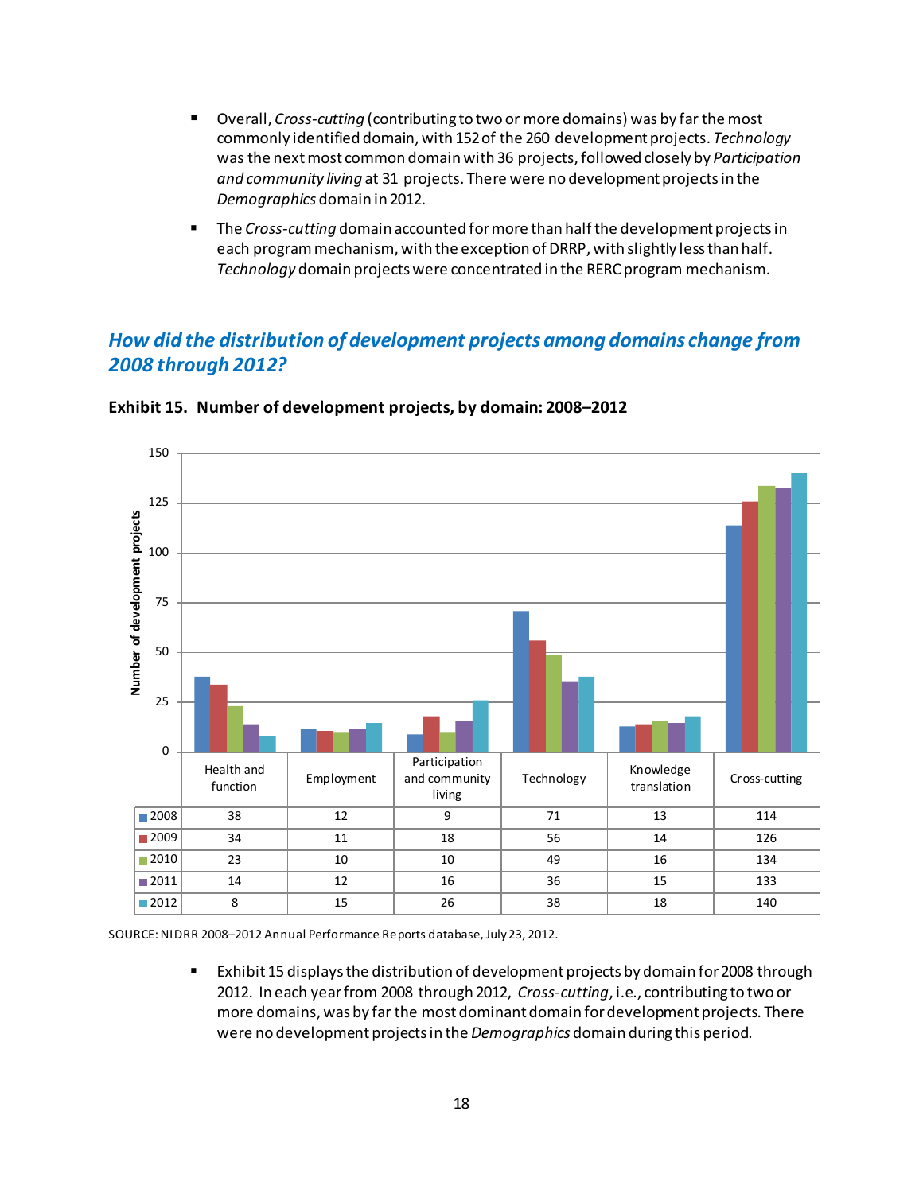- Overall, *Cross-cutting* (contributing to two or more domains) was by far the most commonly identified domain, with 152 of the 260 development projects. *Technology* was the next most common domain with 36 projects, followed closely by *Participation and community living* at 31 projects. There were no development projects in the *Demographics* domain in 2012.
- The *Cross-cutting* domain accounted for more than half the development projects in each program mechanism, with the exception of DRRP, with slightly less than half. *Technology* domain projects were concentrated in the RERC program mechanism.

## How did the distribution of development projects among domains change from 2008 through 2012?

**Exhibit 15. Number of development projects, by domain: 2008–2012**

| | Health and function | Employment | Participation and community living | Technology | Knowledge translation | Cross-cutting |
|---|---|---|---|---|---|---|
| 2008 | 38 | 12 | 9 | 71 | 13 | 114 |
| 2009 | 34 | 11 | 18 | 56 | 14 | 126 |
| 2010 | 23 | 10 | 10 | 49 | 16 | 134 |
| 2011 | 14 | 12 | 16 | 36 | 15 | 133 |
| 2012 | 8 | 15 | 26 | 38 | 18 | 140 |

SOURCE: NIDRR 2008–2012 Annual Performance Reports database, July 23, 2012.

- Exhibit 15 displays the distribution of development projects by domain for 2008 through 2012. In each year from 2008 through 2012, *Cross-cutting*, i.e., contributing to two or more domains, was by far the most dominant domain for development projects. There were no development projects in the *Demographics* domain during this period.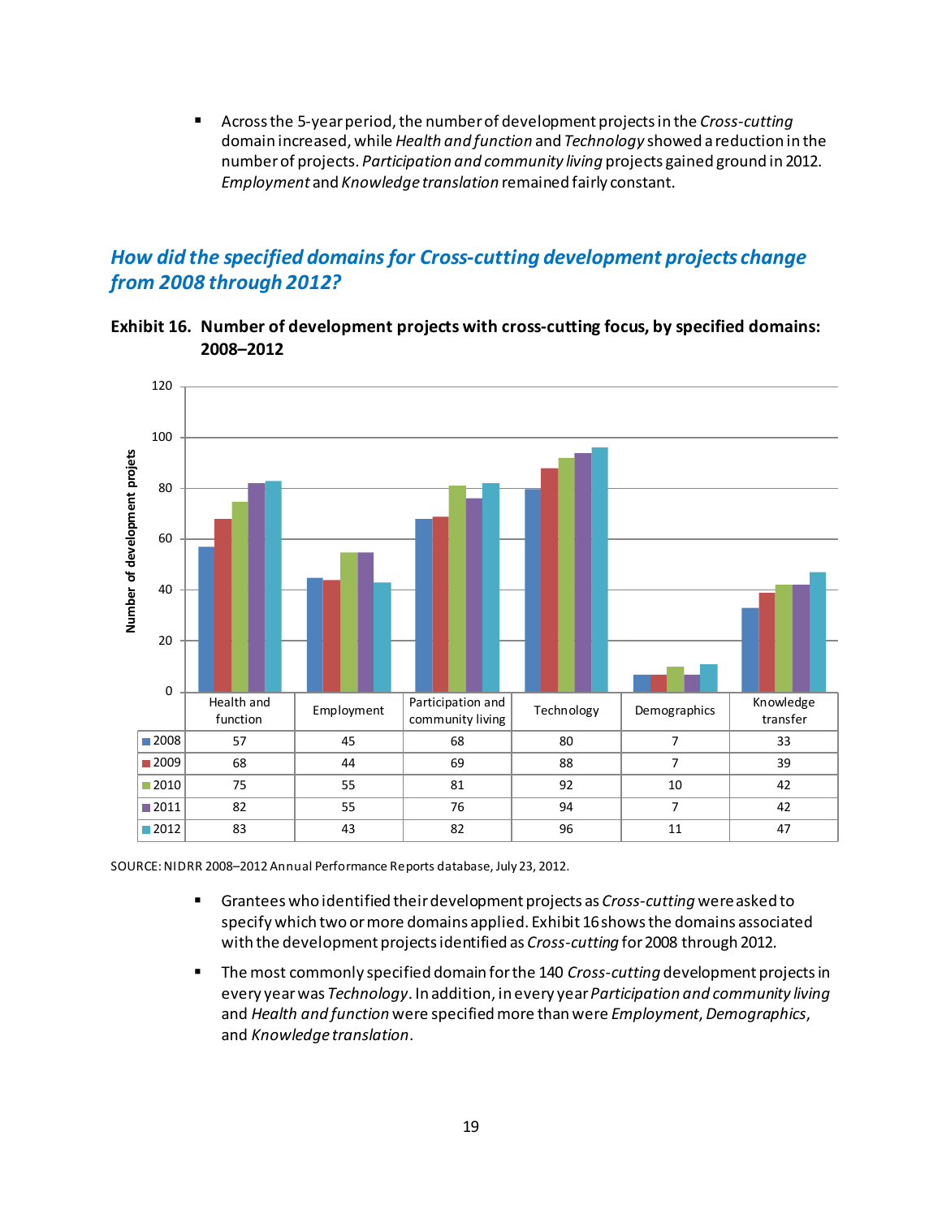- Across the 5-year period, the number of development projects in the *Cross-cutting* domain increased, while *Health and function* and *Technology* showed a reduction in the number of projects. *Participation and community living* projects gained ground in 2012. *Employment* and *Knowledge translation* remained fairly constant.

## *How did the specified domains for Cross-cutting development projects change from 2008 through 2012?*

**Exhibit 16. Number of development projects with cross-cutting focus, by specified domains: 2008–2012**

| | Health and function | Employment | Participation and community living | Technology | Demographics | Knowledge transfer |
|---|---|---|---|---|---|---|
| 2008 | 57 | 45 | 68 | 80 | 7 | 33 |
| 2009 | 68 | 44 | 69 | 88 | 7 | 39 |
| 2010 | 75 | 55 | 81 | 92 | 10 | 42 |
| 2011 | 82 | 55 | 76 | 94 | 7 | 42 |
| 2012 | 83 | 43 | 82 | 96 | 11 | 47 |

SOURCE: NIDRR 2008–2012 Annual Performance Reports database, July 23, 2012.

- Grantees who identified their development projects as *Cross-cutting* were asked to specify which two or more domains applied. Exhibit 16 shows the domains associated with the development projects identified as *Cross-cutting* for 2008 through 2012.
- The most commonly specified domain for the 140 *Cross-cutting* development projects in every year was *Technology*. In addition, in every year *Participation and community living* and *Health and function* were specified more than were *Employment*, *Demographics*, and *Knowledge translation*.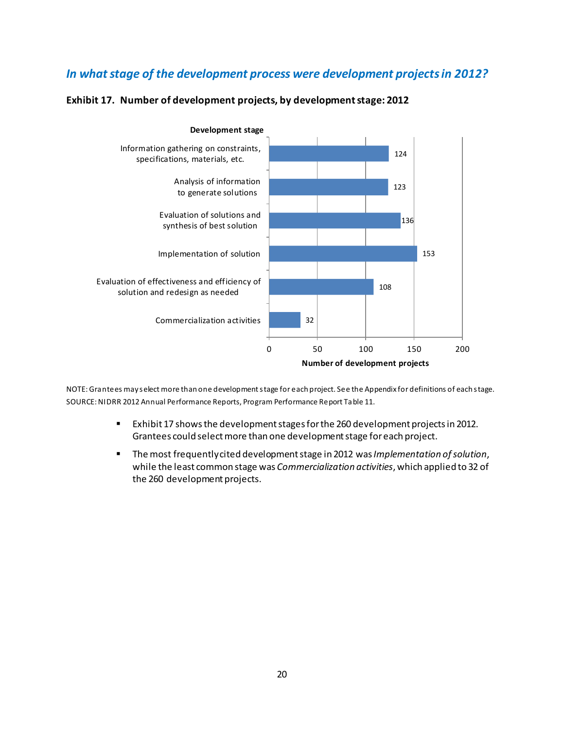## *In what stage of the development process were development projects in 2012?*

**Exhibit 17. Number of development projects, by development stage: 2012**

| Development stage | Number of development projects |
|---|---|
| Information gathering on constraints, specifications, materials, etc. | 124 |
| Analysis of information to generate solutions | 123 |
| Evaluation of solutions and synthesis of best solution | 136 |
| Implementation of solution | 153 |
| Evaluation of effectiveness and efficiency of solution and redesign as needed | 108 |
| Commercialization activities | 32 |

NOTE: Grantees may select more than one development stage for each project. See the Appendix for definitions of each stage.
SOURCE: NIDRR 2012 Annual Performance Reports, Program Performance Report Table 11.

- Exhibit 17 shows the development stages for the 260 development projects in 2012. Grantees could select more than one development stage for each project.
- The most frequently cited development stage in 2012 was *Implementation of solution*, while the least common stage was *Commercialization activities*, which applied to 32 of the 260 development projects.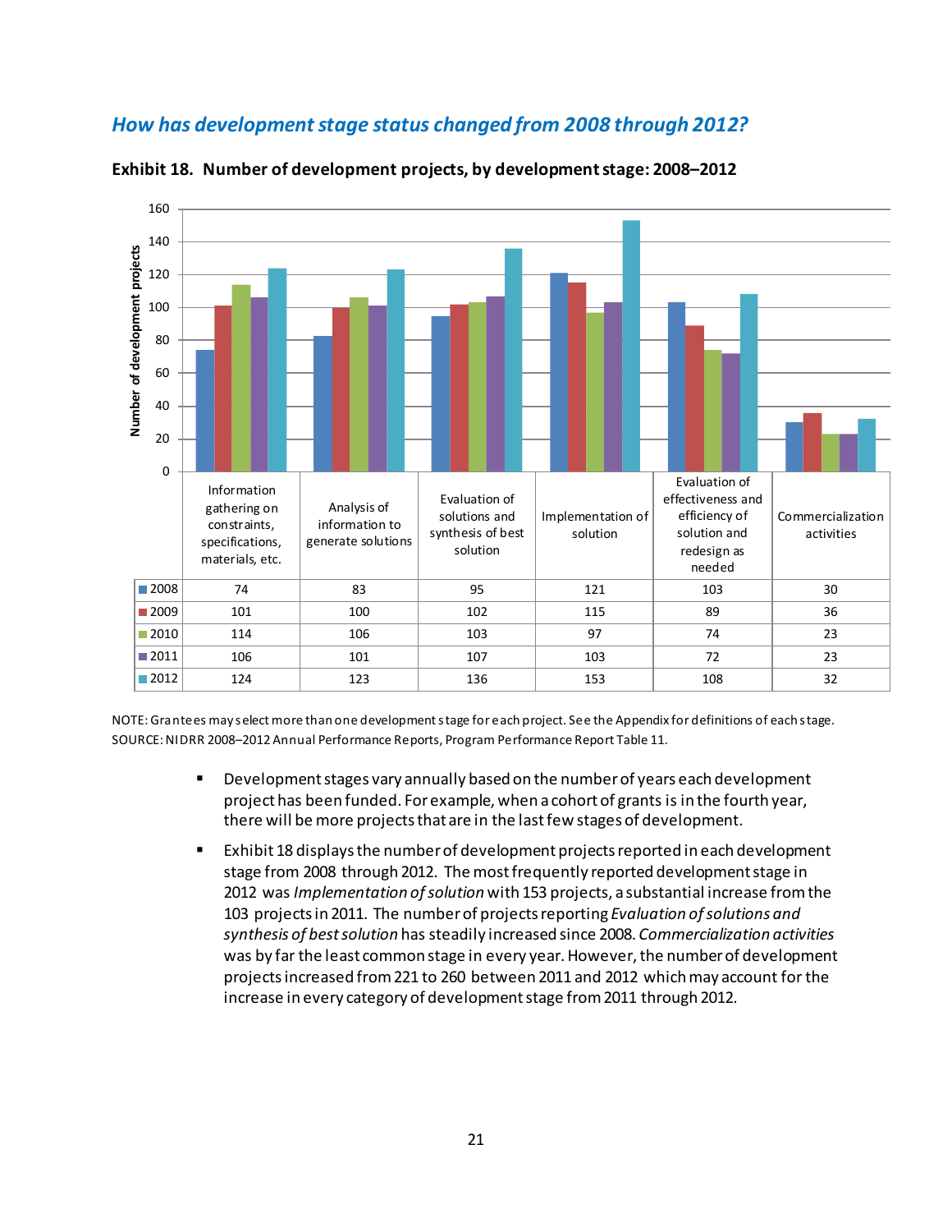## *How has development stage status changed from 2008 through 2012?*

**Exhibit 18. Number of development projects, by development stage: 2008–2012**

| | Information gathering on constraints, specifications, materials, etc. | Analysis of information to generate solutions | Evaluation of solutions and synthesis of best solution | Implementation of solution | Evaluation of effectiveness and efficiency of solution and redesign as needed | Commercialization activities |
|---|---|---|---|---|---|---|
| 2008 | 74 | 83 | 95 | 121 | 103 | 30 |
| 2009 | 101 | 100 | 102 | 115 | 89 | 36 |
| 2010 | 114 | 106 | 103 | 97 | 74 | 23 |
| 2011 | 106 | 101 | 107 | 103 | 72 | 23 |
| 2012 | 124 | 123 | 136 | 153 | 108 | 32 |

NOTE: Grantees may select more than one development stage for each project. See the Appendix for definitions of each stage.
SOURCE: NIDRR 2008–2012 Annual Performance Reports, Program Performance Report Table 11.

- Development stages vary annually based on the number of years each development project has been funded. For example, when a cohort of grants is in the fourth year, there will be more projects that are in the last few stages of development.
- Exhibit 18 displays the number of development projects reported in each development stage from 2008 through 2012. The most frequently reported development stage in 2012 was *Implementation of solution* with 153 projects, a substantial increase from the 103 projects in 2011. The number of projects reporting *Evaluation of solutions and synthesis of best solution* has steadily increased since 2008. *Commercialization activities* was by far the least common stage in every year. However, the number of development projects increased from 221 to 260 between 2011 and 2012 which may account for the increase in every category of development stage from 2011 through 2012.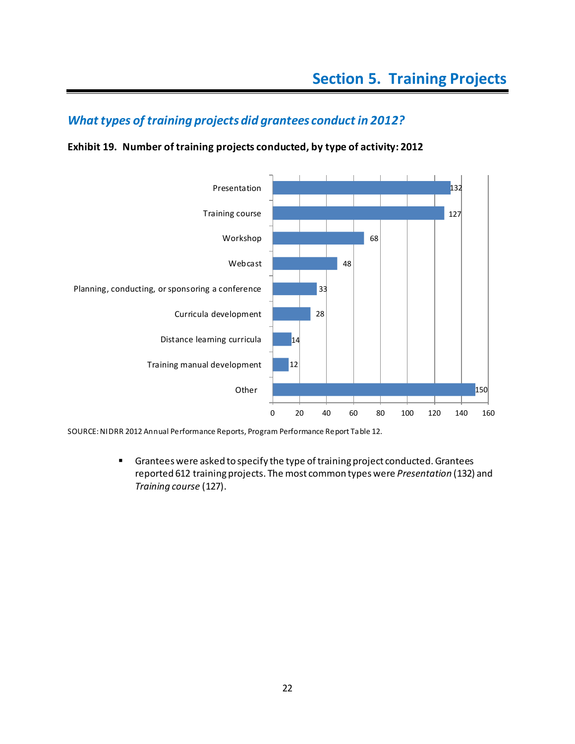# Section 5. Training Projects

## *What types of training projects did grantees conduct in 2012?*

**Exhibit 19. Number of training projects conducted, by type of activity: 2012**

| Type of activity | Number |
|---|---|
| Presentation | 132 |
| Training course | 127 |
| Workshop | 68 |
| Webcast | 48 |
| Planning, conducting, or sponsoring a conference | 33 |
| Curricula development | 28 |
| Distance learning curricula | 14 |
| Training manual development | 12 |
| Other | 150 |

SOURCE: NIDRR 2012 Annual Performance Reports, Program Performance Report Table 12.

- Grantees were asked to specify the type of training project conducted. Grantees reported 612 training projects. The most common types were *Presentation* (132) and *Training course* (127).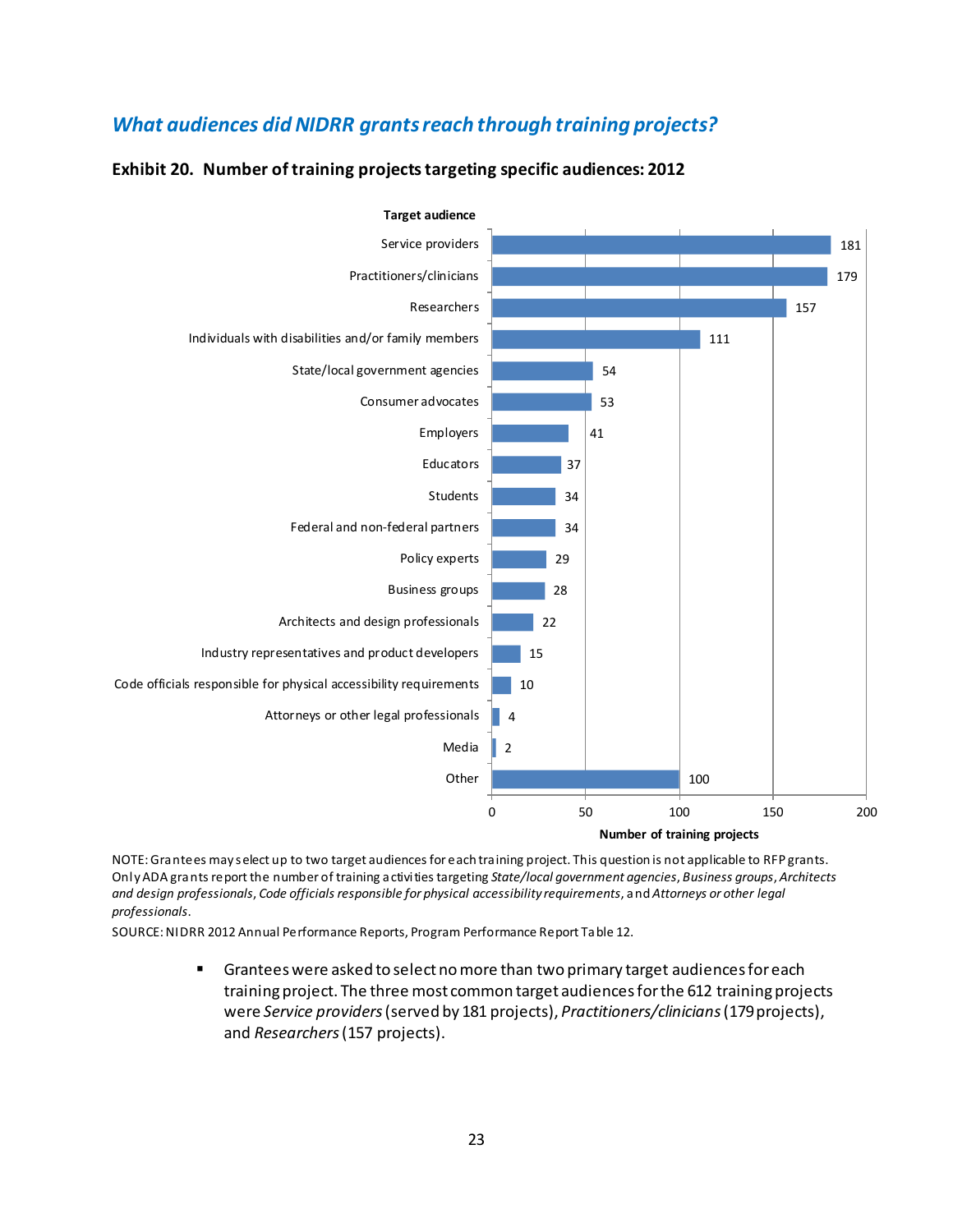## *What audiences did NIDRR grants reach through training projects?*

### Exhibit 20. Number of training projects targeting specific audiences: 2012

| Target audience | Number of training projects |
|---|---|
| Service providers | 181 |
| Practitioners/clinicians | 179 |
| Researchers | 157 |
| Individuals with disabilities and/or family members | 111 |
| State/local government agencies | 54 |
| Consumer advocates | 53 |
| Employers | 41 |
| Educators | 37 |
| Students | 34 |
| Federal and non-federal partners | 34 |
| Policy experts | 29 |
| Business groups | 28 |
| Architects and design professionals | 22 |
| Industry representatives and product developers | 15 |
| Code officials responsible for physical accessibility requirements | 10 |
| Attorneys or other legal professionals | 4 |
| Media | 2 |
| Other | 100 |

NOTE: Grantees may select up to two target audiences for each training project. This question is not applicable to RFP grants. Only ADA grants report the number of training activities targeting *State/local government agencies*, *Business groups*, *Architects and design professionals*, *Code officials responsible for physical accessibility requirements*, and *Attorneys or other legal professionals*.

SOURCE: NIDRR 2012 Annual Performance Reports, Program Performance Report Table 12.

- Grantees were asked to select no more than two primary target audiences for each training project. The three most common target audiences for the 612 training projects were *Service providers* (served by 181 projects), *Practitioners/clinicians* (179 projects), and *Researchers* (157 projects).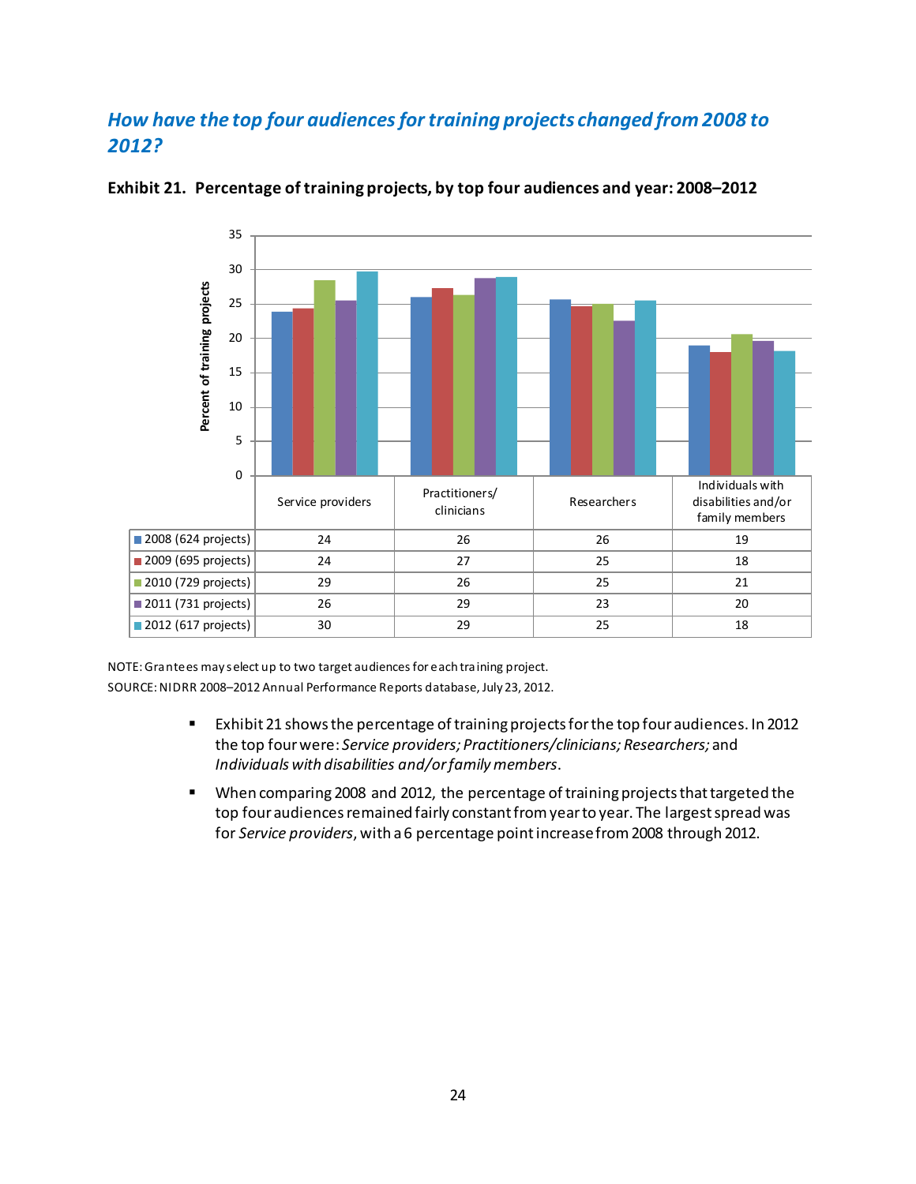## *How have the top four audiences for training projects changed from 2008 to 2012?*

**Exhibit 21. Percentage of training projects, by top four audiences and year: 2008–2012**

| | Service providers | Practitioners/ clinicians | Researchers | Individuals with disabilities and/or family members |
|---|---|---|---|---|
| 2008 (624 projects) | 24 | 26 | 26 | 19 |
| 2009 (695 projects) | 24 | 27 | 25 | 18 |
| 2010 (729 projects) | 29 | 26 | 25 | 21 |
| 2011 (731 projects) | 26 | 29 | 23 | 20 |
| 2012 (617 projects) | 30 | 29 | 25 | 18 |

NOTE: Grantees may select up to two target audiences for each training project.
SOURCE: NIDRR 2008–2012 Annual Performance Reports database, July 23, 2012.

- Exhibit 21 shows the percentage of training projects for the top four audiences. In 2012 the top four were: *Service providers; Practitioners/clinicians; Researchers;* and *Individuals with disabilities and/or family members*.
- When comparing 2008 and 2012, the percentage of training projects that targeted the top four audiences remained fairly constant from year to year. The largest spread was for *Service providers*, with a 6 percentage point increase from 2008 through 2012.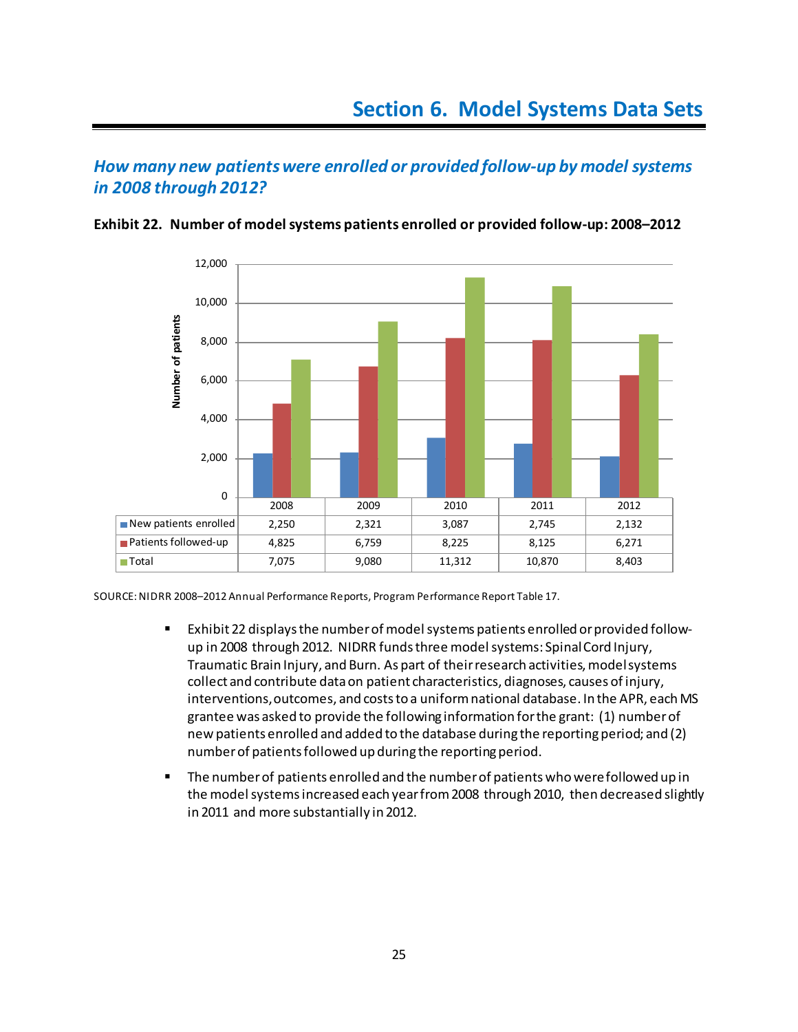# Section 6. Model Systems Data Sets

## *How many new patients were enrolled or provided follow-up by model systems in 2008 through 2012?*

**Exhibit 22. Number of model systems patients enrolled or provided follow-up: 2008–2012**

| | 2008 | 2009 | 2010 | 2011 | 2012 |
|---|---|---|---|---|---|
| New patients enrolled | 2,250 | 2,321 | 3,087 | 2,745 | 2,132 |
| Patients followed-up | 4,825 | 6,759 | 8,225 | 8,125 | 6,271 |
| Total | 7,075 | 9,080 | 11,312 | 10,870 | 8,403 |

SOURCE: NIDRR 2008–2012 Annual Performance Reports, Program Performance Report Table 17.

- Exhibit 22 displays the number of model systems patients enrolled or provided follow-up in 2008 through 2012. NIDRR funds three model systems: Spinal Cord Injury, Traumatic Brain Injury, and Burn. As part of their research activities, model systems collect and contribute data on patient characteristics, diagnoses, causes of injury, interventions, outcomes, and costs to a uniform national database. In the APR, each MS grantee was asked to provide the following information for the grant: (1) number of new patients enrolled and added to the database during the reporting period; and (2) number of patients followed up during the reporting period.
- The number of patients enrolled and the number of patients who were followed up in the model systems increased each year from 2008 through 2010, then decreased slightly in 2011 and more substantially in 2012.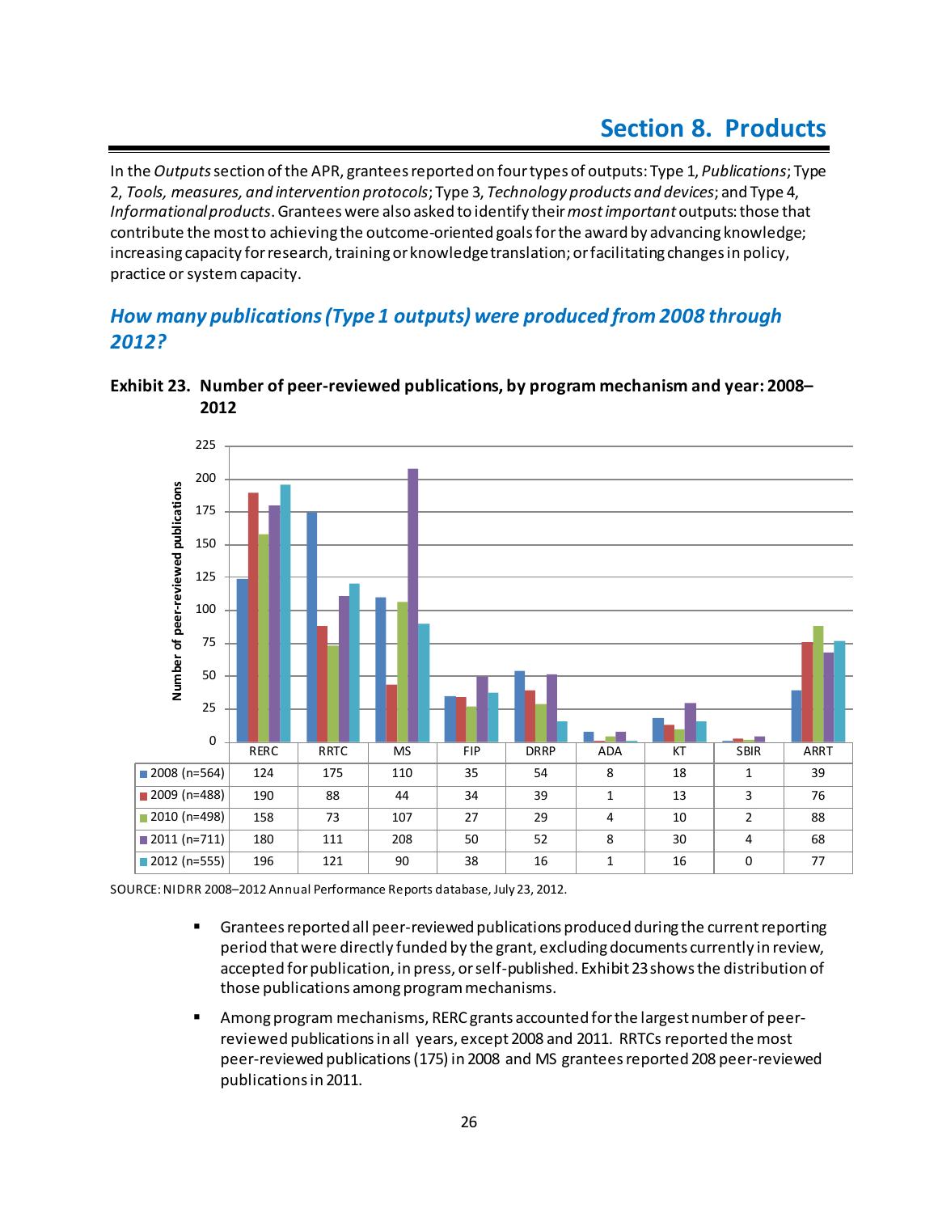# Section 8. Products

In the *Outputs* section of the APR, grantees reported on four types of outputs: Type 1, *Publications*; Type 2, *Tools, measures, and intervention protocols*; Type 3, *Technology products and devices*; and Type 4, *Informational products*. Grantees were also asked to identify their *most important* outputs: those that contribute the most to achieving the outcome-oriented goals for the award by advancing knowledge; increasing capacity for research, training or knowledge translation; or facilitating changes in policy, practice or system capacity.

## *How many publications (Type 1 outputs) were produced from 2008 through 2012?*

**Exhibit 23. Number of peer-reviewed publications, by program mechanism and year: 2008–2012**

| | RERC | RRTC | MS | FIP | DRRP | ADA | KT | SBIR | ARRT |
|---|---|---|---|---|---|---|---|---|---|
| 2008 (n=564) | 124 | 175 | 110 | 35 | 54 | 8 | 18 | 1 | 39 |
| 2009 (n=488) | 190 | 88 | 44 | 34 | 39 | 1 | 13 | 3 | 76 |
| 2010 (n=498) | 158 | 73 | 107 | 27 | 29 | 4 | 10 | 2 | 88 |
| 2011 (n=711) | 180 | 111 | 208 | 50 | 52 | 8 | 30 | 4 | 68 |
| 2012 (n=555) | 196 | 121 | 90 | 38 | 16 | 1 | 16 | 0 | 77 |

SOURCE: NIDRR 2008–2012 Annual Performance Reports database, July 23, 2012.

- Grantees reported all peer-reviewed publications produced during the current reporting period that were directly funded by the grant, excluding documents currently in review, accepted for publication, in press, or self-published. Exhibit 23 shows the distribution of those publications among program mechanisms.
- Among program mechanisms, RERC grants accounted for the largest number of peer-reviewed publications in all years, except 2008 and 2011. RRTCs reported the most peer-reviewed publications (175) in 2008 and MS grantees reported 208 peer-reviewed publications in 2011.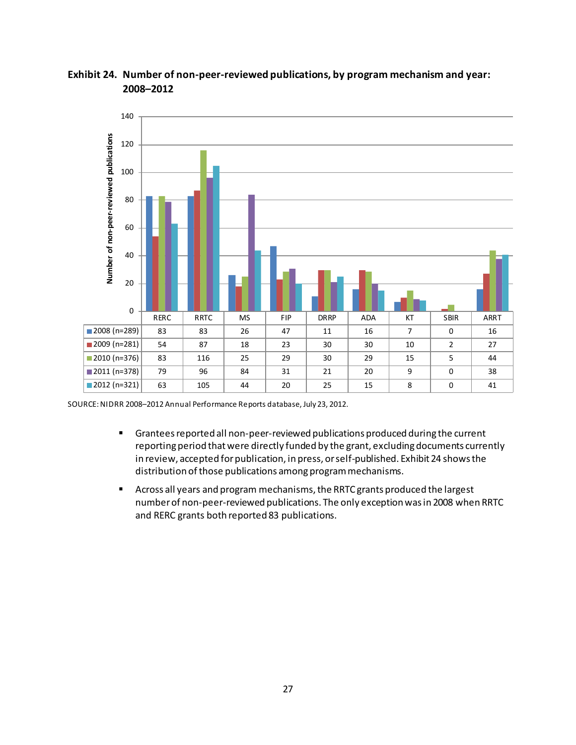**Exhibit 24. Number of non-peer-reviewed publications, by program mechanism and year: 2008–2012**

| | RERC | RRTC | MS | FIP | DRRP | ADA | KT | SBIR | ARRT |
|---|---|---|---|---|---|---|---|---|---|
| 2008 (n=289) | 83 | 83 | 26 | 47 | 11 | 16 | 7 | 0 | 16 |
| 2009 (n=281) | 54 | 87 | 18 | 23 | 30 | 30 | 10 | 2 | 27 |
| 2010 (n=376) | 83 | 116 | 25 | 29 | 30 | 29 | 15 | 5 | 44 |
| 2011 (n=378) | 79 | 96 | 84 | 31 | 21 | 20 | 9 | 0 | 38 |
| 2012 (n=321) | 63 | 105 | 44 | 20 | 25 | 15 | 8 | 0 | 41 |

SOURCE: NIDRR 2008–2012 Annual Performance Reports database, July 23, 2012.

- Grantees reported all non-peer-reviewed publications produced during the current reporting period that were directly funded by the grant, excluding documents currently in review, accepted for publication, in press, or self-published. Exhibit 24 shows the distribution of those publications among program mechanisms.
- Across all years and program mechanisms, the RRTC grants produced the largest number of non-peer-reviewed publications. The only exception was in 2008 when RRTC and RERC grants both reported 83 publications.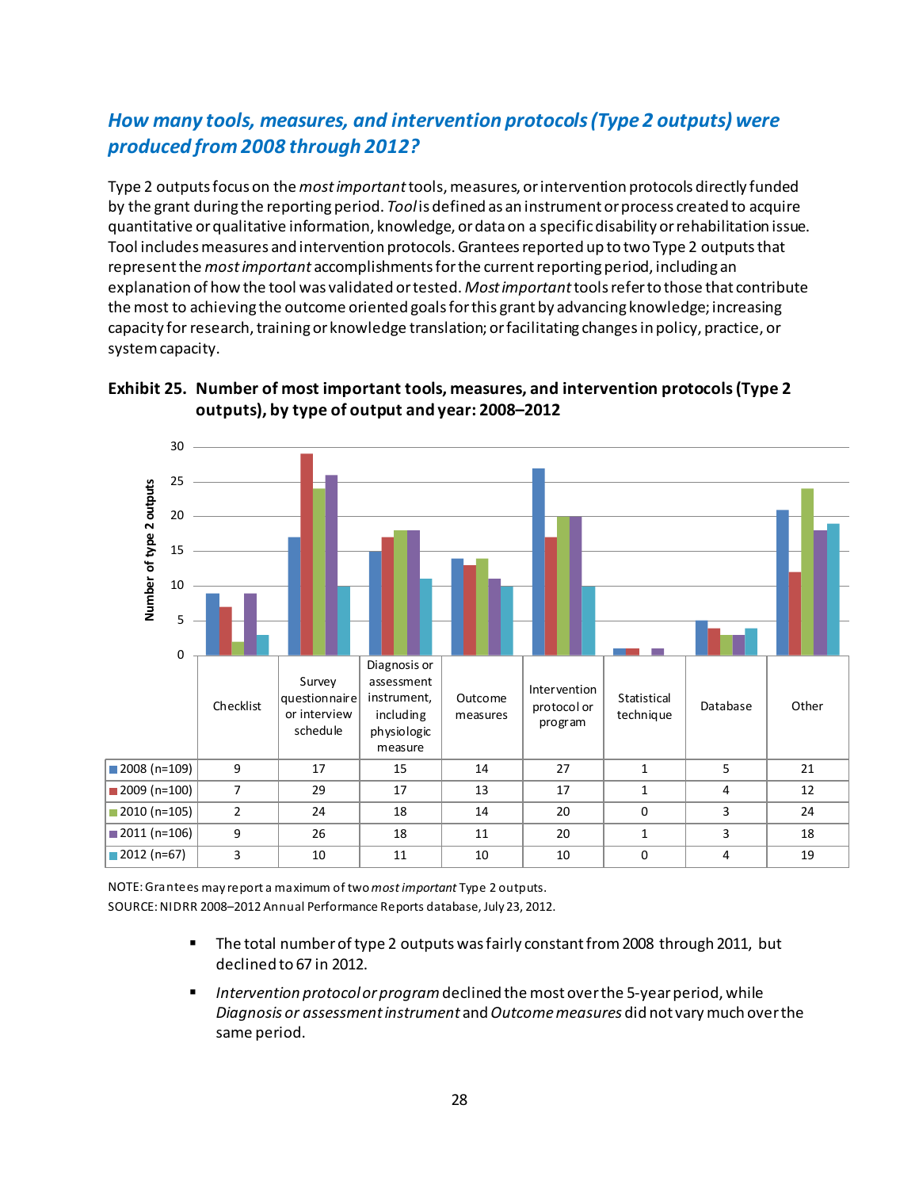## *How many tools, measures, and intervention protocols (Type 2 outputs) were produced from 2008 through 2012?*

Type 2 outputs focus on the *most important* tools, measures, or intervention protocols directly funded by the grant during the reporting period. *Tool* is defined as an instrument or process created to acquire quantitative or qualitative information, knowledge, or data on a specific disability or rehabilitation issue. Tool includes measures and intervention protocols. Grantees reported up to two Type 2 outputs that represent the *most important* accomplishments for the current reporting period, including an explanation of how the tool was validated or tested. *Most important* tools refer to those that contribute the most to achieving the outcome oriented goals for this grant by advancing knowledge; increasing capacity for research, training or knowledge translation; or facilitating changes in policy, practice, or system capacity.

**Exhibit 25. Number of most important tools, measures, and intervention protocols (Type 2 outputs), by type of output and year: 2008–2012**

| | Checklist | Survey questionnaire or interview schedule | Diagnosis or assessment instrument, including physiologic measure | Outcome measures | Intervention protocol or program | Statistical technique | Database | Other |
|---|---|---|---|---|---|---|---|---|
| 2008 (n=109) | 9 | 17 | 15 | 14 | 27 | 1 | 5 | 21 |
| 2009 (n=100) | 7 | 29 | 17 | 13 | 17 | 1 | 4 | 12 |
| 2010 (n=105) | 2 | 24 | 18 | 14 | 20 | 0 | 3 | 24 |
| 2011 (n=106) | 9 | 26 | 18 | 11 | 20 | 1 | 3 | 18 |
| 2012 (n=67) | 3 | 10 | 11 | 10 | 10 | 0 | 4 | 19 |

NOTE: Grantees may report a maximum of two *most important* Type 2 outputs.
SOURCE: NIDRR 2008–2012 Annual Performance Reports database, July 23, 2012.

- The total number of type 2 outputs was fairly constant from 2008 through 2011, but declined to 67 in 2012.
- *Intervention protocol or program* declined the most over the 5-year period, while *Diagnosis or assessment instrument* and *Outcome measures* did not vary much over the same period.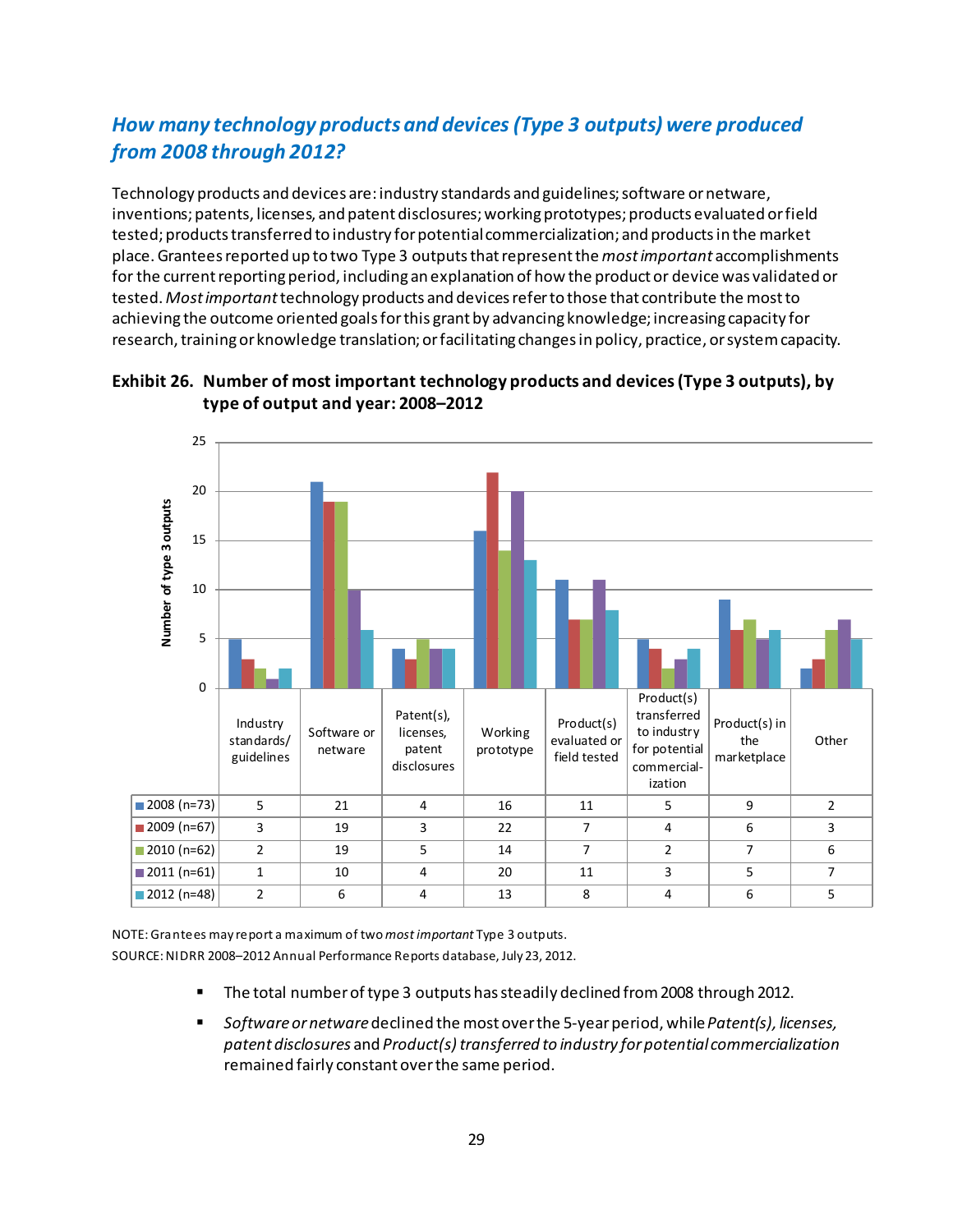## *How many technology products and devices (Type 3 outputs) were produced from 2008 through 2012?*

Technology products and devices are: industry standards and guidelines; software or netware, inventions; patents, licenses, and patent disclosures; working prototypes; products evaluated or field tested; products transferred to industry for potential commercialization; and products in the market place. Grantees reported up to two Type 3 outputs that represent the *most important* accomplishments for the current reporting period, including an explanation of how the product or device was validated or tested. *Most important* technology products and devices refer to those that contribute the most to achieving the outcome oriented goals for this grant by advancing knowledge; increasing capacity for research, training or knowledge translation; or facilitating changes in policy, practice, or system capacity.

**Exhibit 26. Number of most important technology products and devices (Type 3 outputs), by type of output and year: 2008–2012**

| | Industry standards/ guidelines | Software or netware | Patent(s), licenses, patent disclosures | Working prototype | Product(s) evaluated or field tested | Product(s) transferred to industry for potential commercial-ization | Product(s) in the marketplace | Other |
|---|---|---|---|---|---|---|---|---|
| 2008 (n=73) | 5 | 21 | 4 | 16 | 11 | 5 | 9 | 2 |
| 2009 (n=67) | 3 | 19 | 3 | 22 | 7 | 4 | 6 | 3 |
| 2010 (n=62) | 2 | 19 | 5 | 14 | 7 | 2 | 7 | 6 |
| 2011 (n=61) | 1 | 10 | 4 | 20 | 11 | 3 | 5 | 7 |
| 2012 (n=48) | 2 | 6 | 4 | 13 | 8 | 4 | 6 | 5 |

NOTE: Grantees may report a maximum of two *most important* Type 3 outputs.
SOURCE: NIDRR 2008–2012 Annual Performance Reports database, July 23, 2012.

- The total number of type 3 outputs has steadily declined from 2008 through 2012.
- *Software or netware* declined the most over the 5-year period, while *Patent(s), licenses, patent disclosures* and *Product(s) transferred to industry for potential commercialization* remained fairly constant over the same period.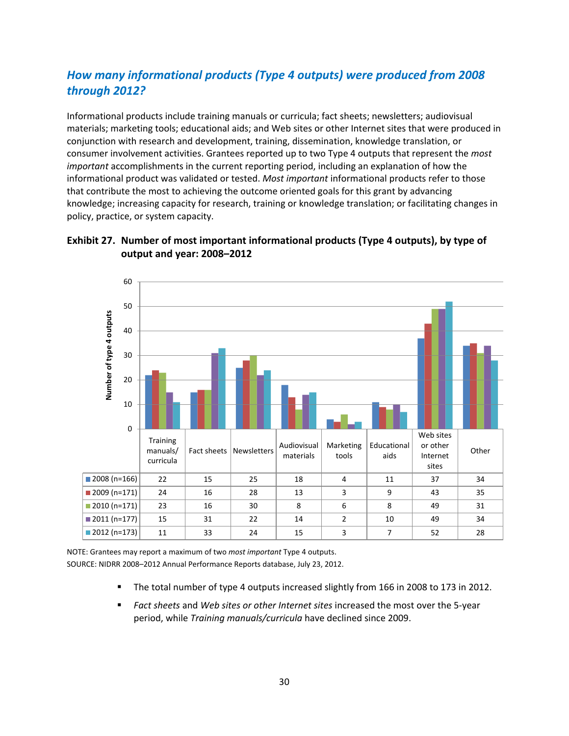## *How many informational products (Type 4 outputs) were produced from 2008 through 2012?*

Informational products include training manuals or curricula; fact sheets; newsletters; audiovisual materials; marketing tools; educational aids; and Web sites or other Internet sites that were produced in conjunction with research and development, training, dissemination, knowledge translation, or consumer involvement activities. Grantees reported up to two Type 4 outputs that represent the *most important* accomplishments in the current reporting period, including an explanation of how the informational product was validated or tested. *Most important* informational products refer to those that contribute the most to achieving the outcome oriented goals for this grant by advancing knowledge; increasing capacity for research, training or knowledge translation; or facilitating changes in policy, practice, or system capacity.

**Exhibit 27. Number of most important informational products (Type 4 outputs), by type of output and year: 2008–2012**

| | Training manuals/ curricula | Fact sheets | Newsletters | Audiovisual materials | Marketing tools | Educational aids | Web sites or other Internet sites | Other |
|---|---|---|---|---|---|---|---|---|
| 2008 (n=166) | 22 | 15 | 25 | 18 | 4 | 11 | 37 | 34 |
| 2009 (n=171) | 24 | 16 | 28 | 13 | 3 | 9 | 43 | 35 |
| 2010 (n=171) | 23 | 16 | 30 | 8 | 6 | 8 | 49 | 31 |
| 2011 (n=177) | 15 | 31 | 22 | 14 | 2 | 10 | 49 | 34 |
| 2012 (n=173) | 11 | 33 | 24 | 15 | 3 | 7 | 52 | 28 |

NOTE: Grantees may report a maximum of two *most important* Type 4 outputs.
SOURCE: NIDRR 2008–2012 Annual Performance Reports database, July 23, 2012.

- The total number of type 4 outputs increased slightly from 166 in 2008 to 173 in 2012.
- *Fact sheets* and *Web sites or other Internet sites* increased the most over the 5-year period, while *Training manuals/curricula* have declined since 2009.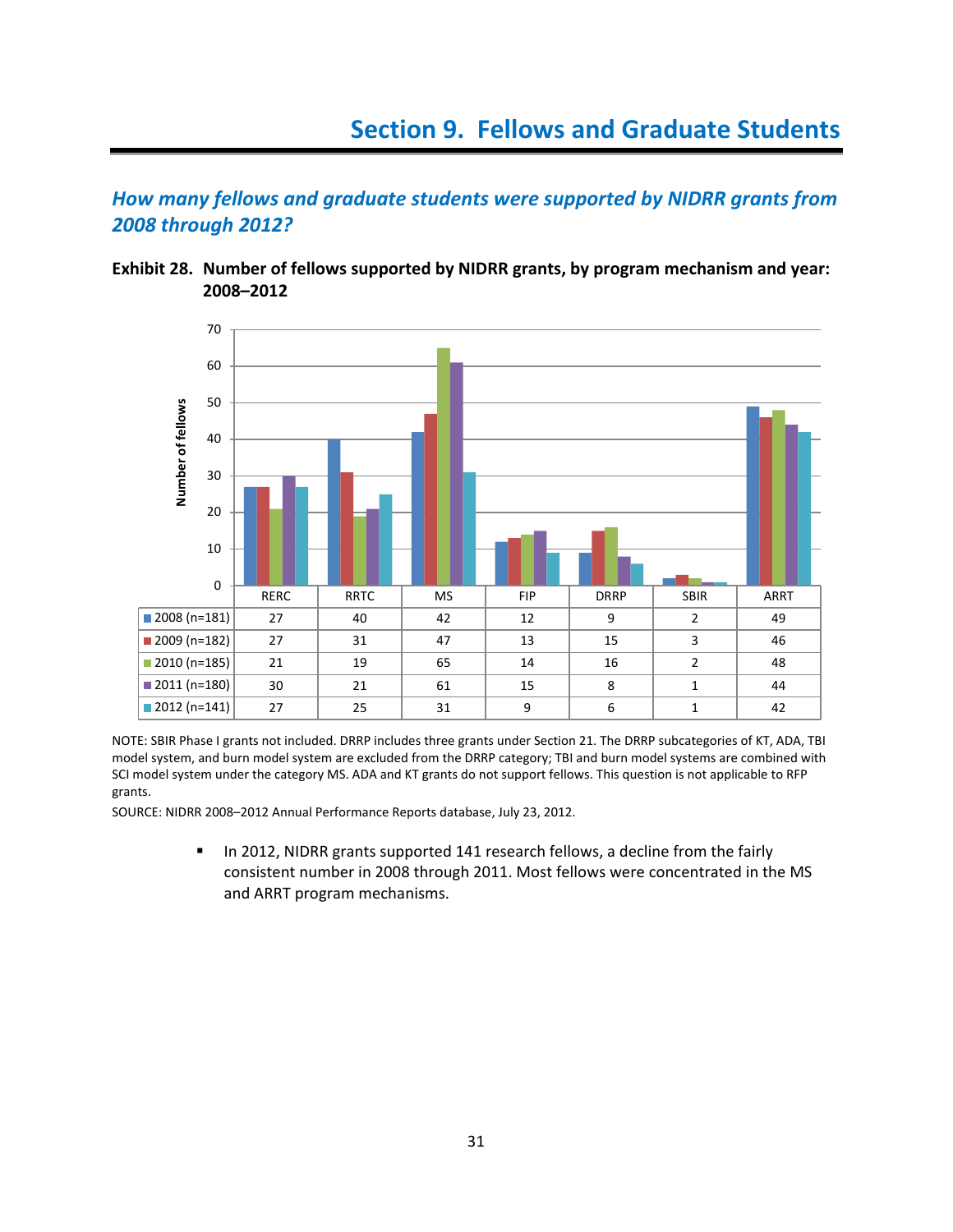# Section 9. Fellows and Graduate Students

## *How many fellows and graduate students were supported by NIDRR grants from 2008 through 2012?*

**Exhibit 28. Number of fellows supported by NIDRR grants, by program mechanism and year: 2008–2012**

| | RERC | RRTC | MS | FIP | DRRP | SBIR | ARRT |
|---|---|---|---|---|---|---|---|
| 2008 (n=181) | 27 | 40 | 42 | 12 | 9 | 2 | 49 |
| 2009 (n=182) | 27 | 31 | 47 | 13 | 15 | 3 | 46 |
| 2010 (n=185) | 21 | 19 | 65 | 14 | 16 | 2 | 48 |
| 2011 (n=180) | 30 | 21 | 61 | 15 | 8 | 1 | 44 |
| 2012 (n=141) | 27 | 25 | 31 | 9 | 6 | 1 | 42 |

NOTE: SBIR Phase I grants not included. DRRP includes three grants under Section 21. The DRRP subcategories of KT, ADA, TBI model system, and burn model system are excluded from the DRRP category; TBI and burn model systems are combined with SCI model system under the category MS. ADA and KT grants do not support fellows. This question is not applicable to RFP grants.

SOURCE: NIDRR 2008–2012 Annual Performance Reports database, July 23, 2012.

- In 2012, NIDRR grants supported 141 research fellows, a decline from the fairly consistent number in 2008 through 2011. Most fellows were concentrated in the MS and ARRT program mechanisms.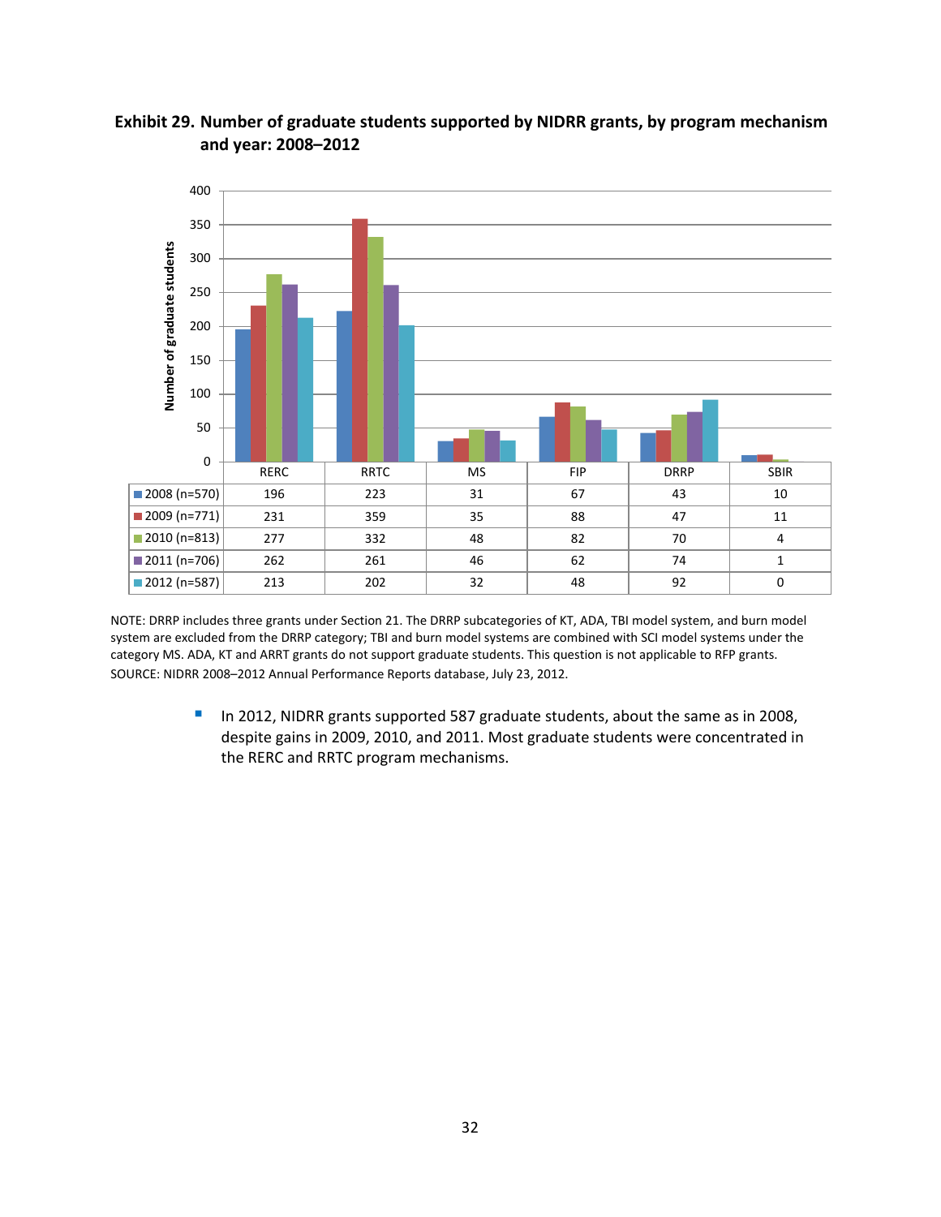**Exhibit 29. Number of graduate students supported by NIDRR grants, by program mechanism and year: 2008–2012**

| | RERC | RRTC | MS | FIP | DRRP | SBIR |
|---|---|---|---|---|---|---|
| 2008 (n=570) | 196 | 223 | 31 | 67 | 43 | 10 |
| 2009 (n=771) | 231 | 359 | 35 | 88 | 47 | 11 |
| 2010 (n=813) | 277 | 332 | 48 | 82 | 70 | 4 |
| 2011 (n=706) | 262 | 261 | 46 | 62 | 74 | 1 |
| 2012 (n=587) | 213 | 202 | 32 | 48 | 92 | 0 |

NOTE: DRRP includes three grants under Section 21. The DRRP subcategories of KT, ADA, TBI model system, and burn model system are excluded from the DRRP category; TBI and burn model systems are combined with SCI model systems under the category MS. ADA, KT and ARRT grants do not support graduate students. This question is not applicable to RFP grants.
SOURCE: NIDRR 2008–2012 Annual Performance Reports database, July 23, 2012.

- In 2012, NIDRR grants supported 587 graduate students, about the same as in 2008, despite gains in 2009, 2010, and 2011. Most graduate students were concentrated in the RERC and RRTC program mechanisms.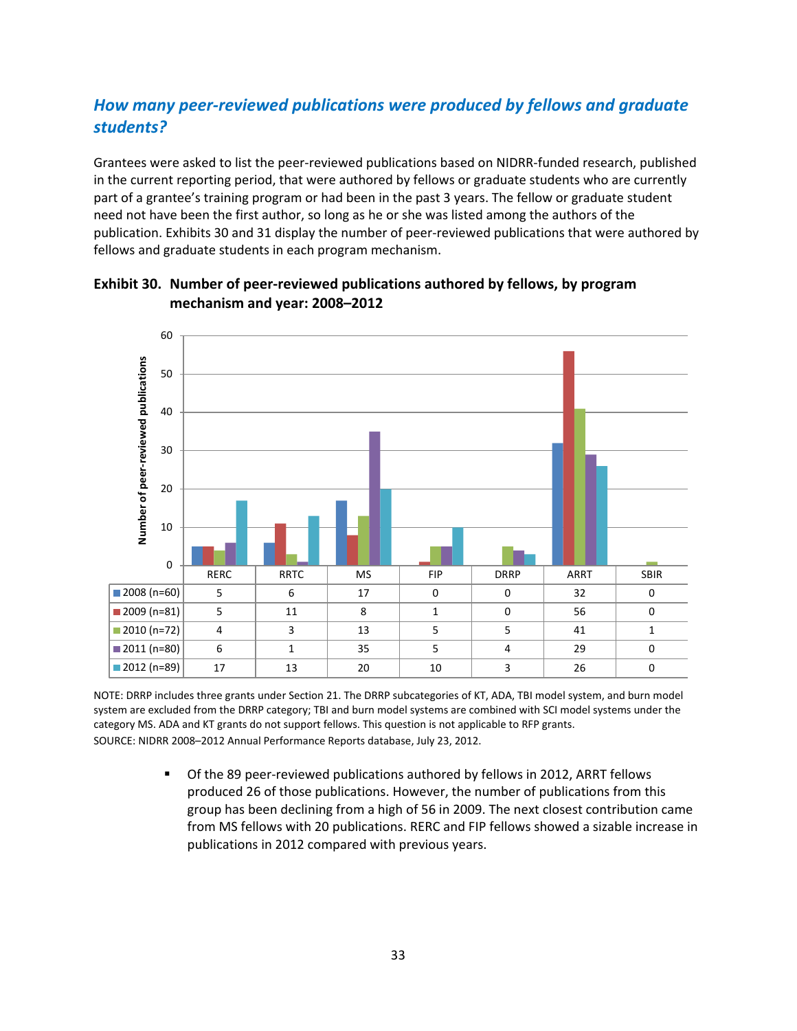## *How many peer-reviewed publications were produced by fellows and graduate students?*

Grantees were asked to list the peer-reviewed publications based on NIDRR-funded research, published in the current reporting period, that were authored by fellows or graduate students who are currently part of a grantee's training program or had been in the past 3 years. The fellow or graduate student need not have been the first author, so long as he or she was listed among the authors of the publication. Exhibits 30 and 31 display the number of peer-reviewed publications that were authored by fellows and graduate students in each program mechanism.

**Exhibit 30. Number of peer-reviewed publications authored by fellows, by program mechanism and year: 2008–2012**

| | RERC | RRTC | MS | FIP | DRRP | ARRT | SBIR |
|---|---|---|---|---|---|---|---|
| 2008 (n=60) | 5 | 6 | 17 | 0 | 0 | 32 | 0 |
| 2009 (n=81) | 5 | 11 | 8 | 1 | 0 | 56 | 0 |
| 2010 (n=72) | 4 | 3 | 13 | 5 | 5 | 41 | 1 |
| 2011 (n=80) | 6 | 1 | 35 | 5 | 4 | 29 | 0 |
| 2012 (n=89) | 17 | 13 | 20 | 10 | 3 | 26 | 0 |

NOTE: DRRP includes three grants under Section 21. The DRRP subcategories of KT, ADA, TBI model system, and burn model system are excluded from the DRRP category; TBI and burn model systems are combined with SCI model systems under the category MS. ADA and KT grants do not support fellows. This question is not applicable to RFP grants.

SOURCE: NIDRR 2008–2012 Annual Performance Reports database, July 23, 2012.

- Of the 89 peer-reviewed publications authored by fellows in 2012, ARRT fellows produced 26 of those publications. However, the number of publications from this group has been declining from a high of 56 in 2009. The next closest contribution came from MS fellows with 20 publications. RERC and FIP fellows showed a sizable increase in publications in 2012 compared with previous years.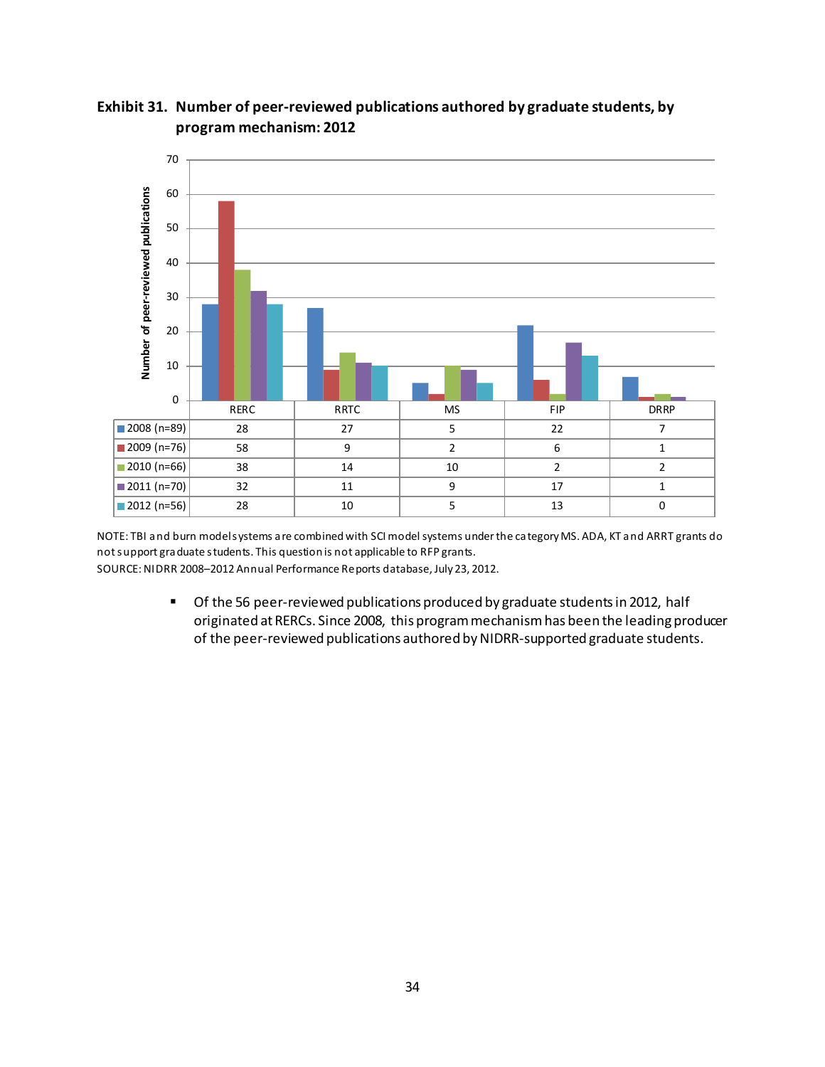**Exhibit 31. Number of peer-reviewed publications authored by graduate students, by program mechanism: 2012**

| | RERC | RRTC | MS | FIP | DRRP |
|---|---|---|---|---|---|
| 2008 (n=89) | 28 | 27 | 5 | 22 | 7 |
| 2009 (n=76) | 58 | 9 | 2 | 6 | 1 |
| 2010 (n=66) | 38 | 14 | 10 | 2 | 2 |
| 2011 (n=70) | 32 | 11 | 9 | 17 | 1 |
| 2012 (n=56) | 28 | 10 | 5 | 13 | 0 |

NOTE: TBI and burn model systems are combined with SCI model systems under the category MS. ADA, KT and ARRT grants do not support graduate students. This question is not applicable to RFP grants.
SOURCE: NIDRR 2008–2012 Annual Performance Reports database, July 23, 2012.

- Of the 56 peer-reviewed publications produced by graduate students in 2012, half originated at RERCs. Since 2008, this program mechanism has been the leading producer of the peer-reviewed publications authored by NIDRR-supported graduate students.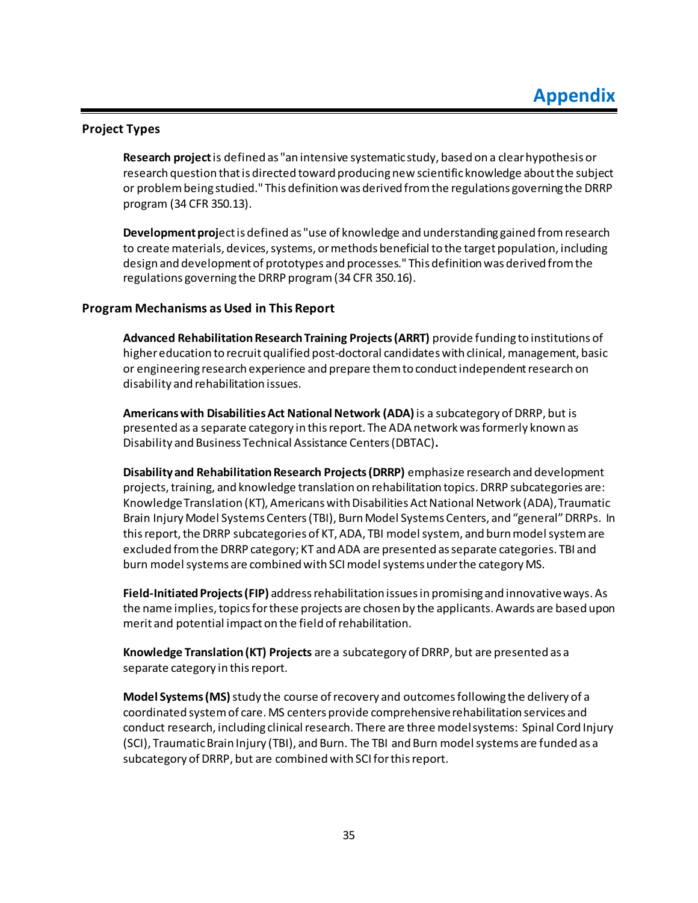# Appendix

## Project Types

**Research project** is defined as "an intensive systematic study, based on a clear hypothesis or research question that is directed toward producing new scientific knowledge about the subject or problem being studied." This definition was derived from the regulations governing the DRRP program (34 CFR 350.13).

**Development proj**ect is defined as "use of knowledge and understanding gained from research to create materials, devices, systems, or methods beneficial to the target population, including design and development of prototypes and processes." This definition was derived from the regulations governing the DRRP program (34 CFR 350.16).

## Program Mechanisms as Used in This Report

**Advanced Rehabilitation Research Training Projects (ARRT)** provide funding to institutions of higher education to recruit qualified post-doctoral candidates with clinical, management, basic or engineering research experience and prepare them to conduct independent research on disability and rehabilitation issues.

**Americans with Disabilities Act National Network (ADA)** is a subcategory of DRRP, but is presented as a separate category in this report. The ADA network was formerly known as Disability and Business Technical Assistance Centers (DBTAC)**.**

**Disability and Rehabilitation Research Projects (DRRP)** emphasize research and development projects, training, and knowledge translation on rehabilitation topics. DRRP subcategories are: Knowledge Translation (KT), Americans with Disabilities Act National Network (ADA), Traumatic Brain Injury Model Systems Centers (TBI), Burn Model Systems Centers, and "general" DRRPs. In this report, the DRRP subcategories of KT, ADA, TBI model system, and burn model system are excluded from the DRRP category; KT and ADA are presented as separate categories. TBI and burn model systems are combined with SCI model systems under the category MS.

**Field-Initiated Projects (FIP)** address rehabilitation issues in promising and innovative ways. As the name implies, topics for these projects are chosen by the applicants. Awards are based upon merit and potential impact on the field of rehabilitation.

**Knowledge Translation (KT) Projects** are a subcategory of DRRP, but are presented as a separate category in this report.

**Model Systems (MS)** study the course of recovery and outcomes following the delivery of a coordinated system of care. MS centers provide comprehensive rehabilitation services and conduct research, including clinical research. There are three model systems: Spinal Cord Injury (SCI), Traumatic Brain Injury (TBI), and Burn. The TBI and Burn model systems are funded as a subcategory of DRRP, but are combined with SCI for this report.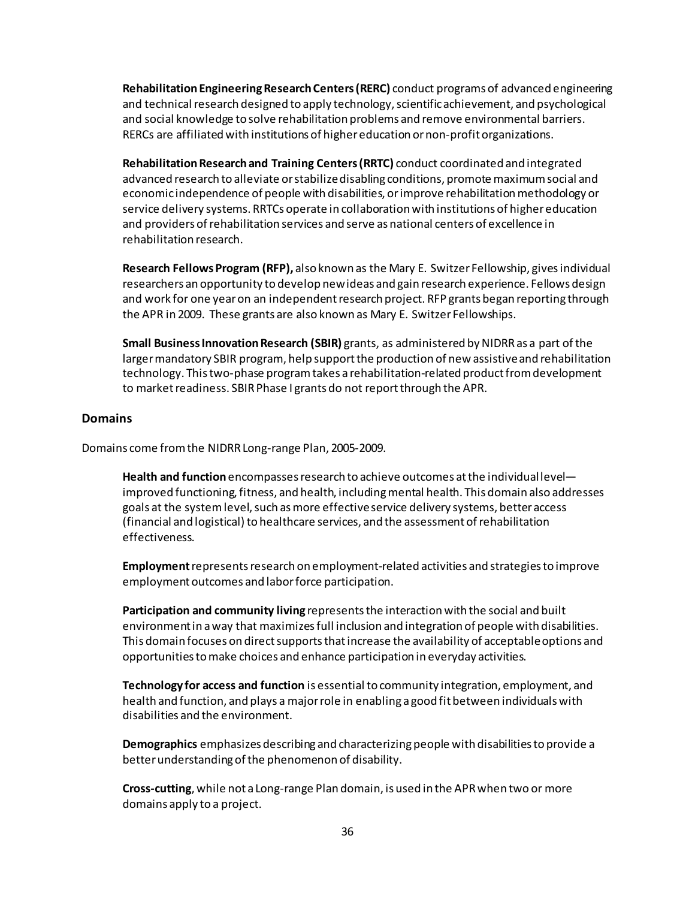**Rehabilitation Engineering Research Centers (RERC)** conduct programs of advanced engineering and technical research designed to apply technology, scientific achievement, and psychological and social knowledge to solve rehabilitation problems and remove environmental barriers. RERCs are affiliated with institutions of higher education or non-profit organizations.

**Rehabilitation Research and Training Centers (RRTC)** conduct coordinated and integrated advanced research to alleviate or stabilize disabling conditions, promote maximum social and economic independence of people with disabilities, or improve rehabilitation methodology or service delivery systems. RRTCs operate in collaboration with institutions of higher education and providers of rehabilitation services and serve as national centers of excellence in rehabilitation research.

**Research Fellows Program (RFP),** also known as the Mary E. Switzer Fellowship, gives individual researchers an opportunity to develop new ideas and gain research experience. Fellows design and work for one year on an independent research project. RFP grants began reporting through the APR in 2009. These grants are also known as Mary E. Switzer Fellowships.

**Small Business Innovation Research (SBIR)** grants, as administered by NIDRR as a part of the larger mandatory SBIR program, help support the production of new assistive and rehabilitation technology. This two-phase program takes a rehabilitation-related product from development to market readiness. SBIR Phase I grants do not report through the APR.

### Domains

Domains come from the NIDRR Long-range Plan, 2005-2009.

**Health and function** encompasses research to achieve outcomes at the individual level—improved functioning, fitness, and health, including mental health. This domain also addresses goals at the system level, such as more effective service delivery systems, better access (financial and logistical) to healthcare services, and the assessment of rehabilitation effectiveness.

**Employment** represents research on employment-related activities and strategies to improve employment outcomes and labor force participation.

**Participation and community living** represents the interaction with the social and built environment in a way that maximizes full inclusion and integration of people with disabilities. This domain focuses on direct supports that increase the availability of acceptable options and opportunities to make choices and enhance participation in everyday activities.

**Technology for access and function** is essential to community integration, employment, and health and function, and plays a major role in enabling a good fit between individuals with disabilities and the environment.

**Demographics** emphasizes describing and characterizing people with disabilities to provide a better understanding of the phenomenon of disability.

**Cross-cutting**, while not a Long-range Plan domain, is used in the APR when two or more domains apply to a project.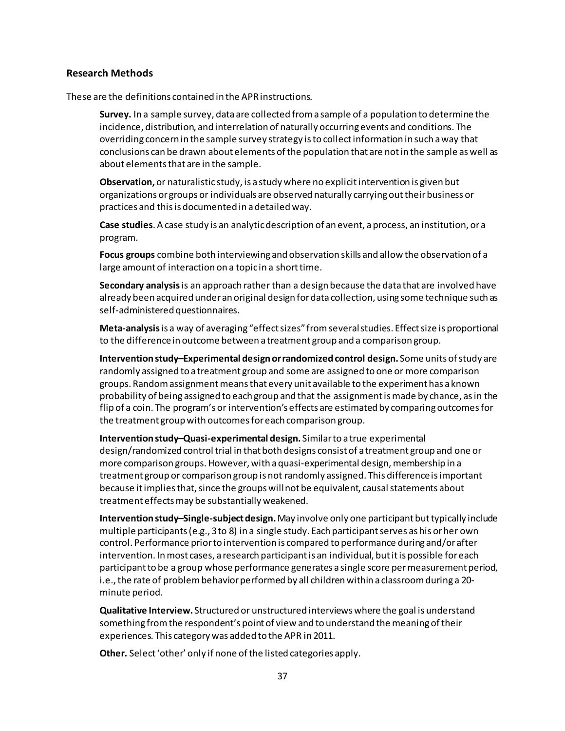### Research Methods

These are the definitions contained in the APR instructions.

**Survey.** In a sample survey, data are collected from a sample of a population to determine the incidence, distribution, and interrelation of naturally occurring events and conditions. The overriding concern in the sample survey strategy is to collect information in such a way that conclusions can be drawn about elements of the population that are not in the sample as well as about elements that are in the sample.

**Observation,** or naturalistic study, is a study where no explicit intervention is given but organizations or groups or individuals are observed naturally carrying out their business or practices and this is documented in a detailed way.

**Case studies**. A case study is an analytic description of an event, a process, an institution, or a program.

**Focus groups** combine both interviewing and observation skills and allow the observation of a large amount of interaction on a topic in a short time.

**Secondary analysis** is an approach rather than a design because the data that are involved have already been acquired under an original design for data collection, using some technique such as self-administered questionnaires.

**Meta-analysis** is a way of averaging "effect sizes" from several studies. Effect size is proportional to the difference in outcome between a treatment group and a comparison group.

**Intervention study–Experimental design or randomized control design.** Some units of study are randomly assigned to a treatment group and some are assigned to one or more comparison groups. Random assignment means that every unit available to the experiment has a known probability of being assigned to each group and that the assignment is made by chance, as in the flip of a coin. The program's or intervention's effects are estimated by comparing outcomes for the treatment group with outcomes for each comparison group.

**Intervention study–Quasi-experimental design.** Similar to a true experimental design/randomized control trial in that both designs consist of a treatment group and one or more comparison groups. However, with a quasi-experimental design, membership in a treatment group or comparison group is not randomly assigned. This difference is important because it implies that, since the groups will not be equivalent, causal statements about treatment effects may be substantially weakened.

**Intervention study–Single-subject design.** May involve only one participant but typically include multiple participants (e.g., 3 to 8) in a single study. Each participant serves as his or her own control. Performance prior to intervention is compared to performance during and/or after intervention. In most cases, a research participant is an individual, but it is possible for each participant to be a group whose performance generates a single score per measurement period, i.e., the rate of problem behavior performed by all children within a classroom during a 20-minute period.

**Qualitative Interview.** Structured or unstructured interviews where the goal is understand something from the respondent's point of view and to understand the meaning of their experiences. This category was added to the APR in 2011.

**Other.** Select 'other' only if none of the listed categories apply.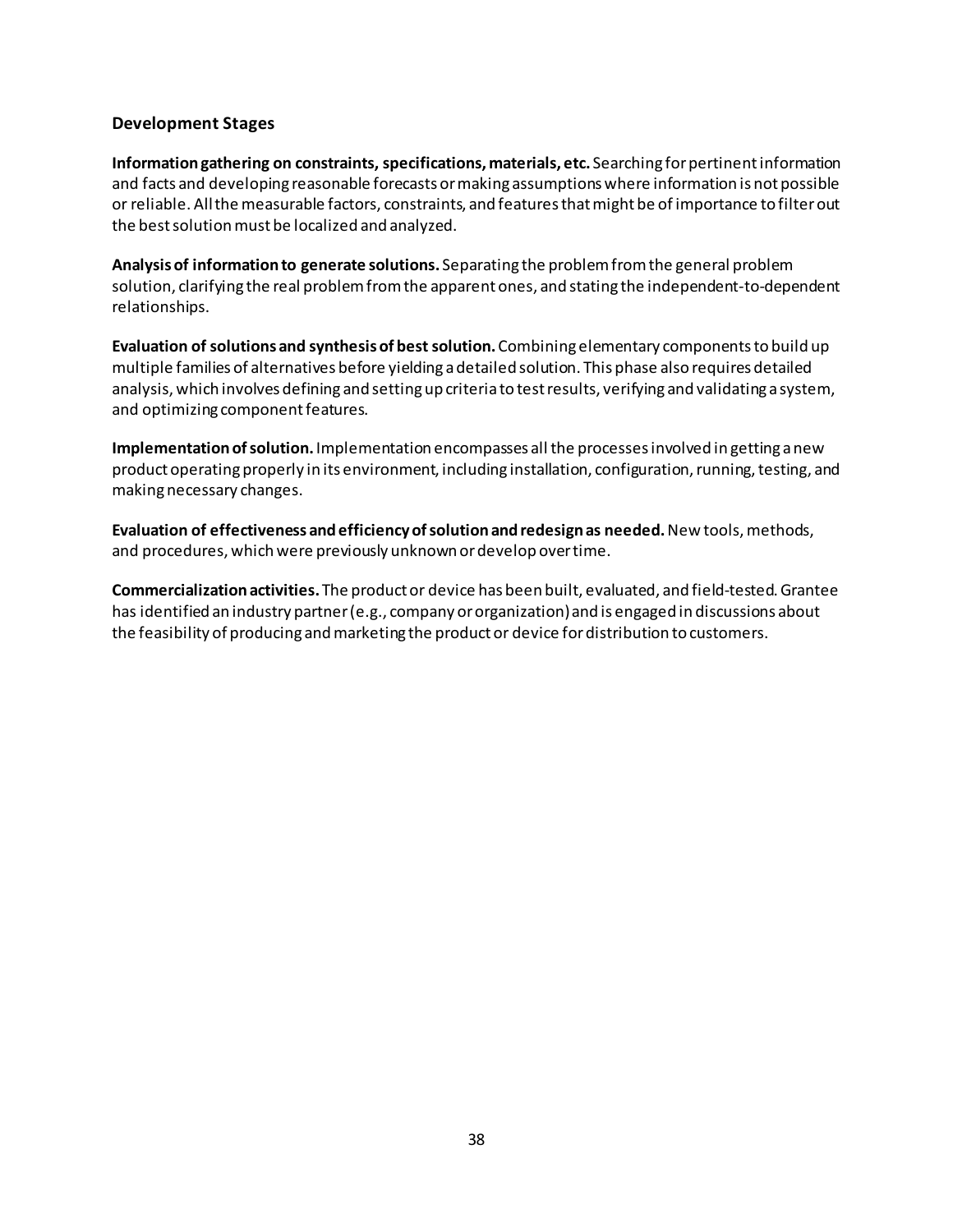## Development Stages

**Information gathering on constraints, specifications, materials, etc.** Searching for pertinent information and facts and developing reasonable forecasts or making assumptions where information is not possible or reliable. All the measurable factors, constraints, and features that might be of importance to filter out the best solution must be localized and analyzed.

**Analysis of information to generate solutions.** Separating the problem from the general problem solution, clarifying the real problem from the apparent ones, and stating the independent-to-dependent relationships.

**Evaluation of solutions and synthesis of best solution.** Combining elementary components to build up multiple families of alternatives before yielding a detailed solution. This phase also requires detailed analysis, which involves defining and setting up criteria to test results, verifying and validating a system, and optimizing component features.

**Implementation of solution.** Implementation encompasses all the processes involved in getting a new product operating properly in its environment, including installation, configuration, running, testing, and making necessary changes.

**Evaluation of effectiveness and efficiency of solution and redesign as needed.** New tools, methods, and procedures, which were previously unknown or develop over time.

**Commercialization activities.** The product or device has been built, evaluated, and field-tested. Grantee has identified an industry partner (e.g., company or organization) and is engaged in discussions about the feasibility of producing and marketing the product or device for distribution to customers.